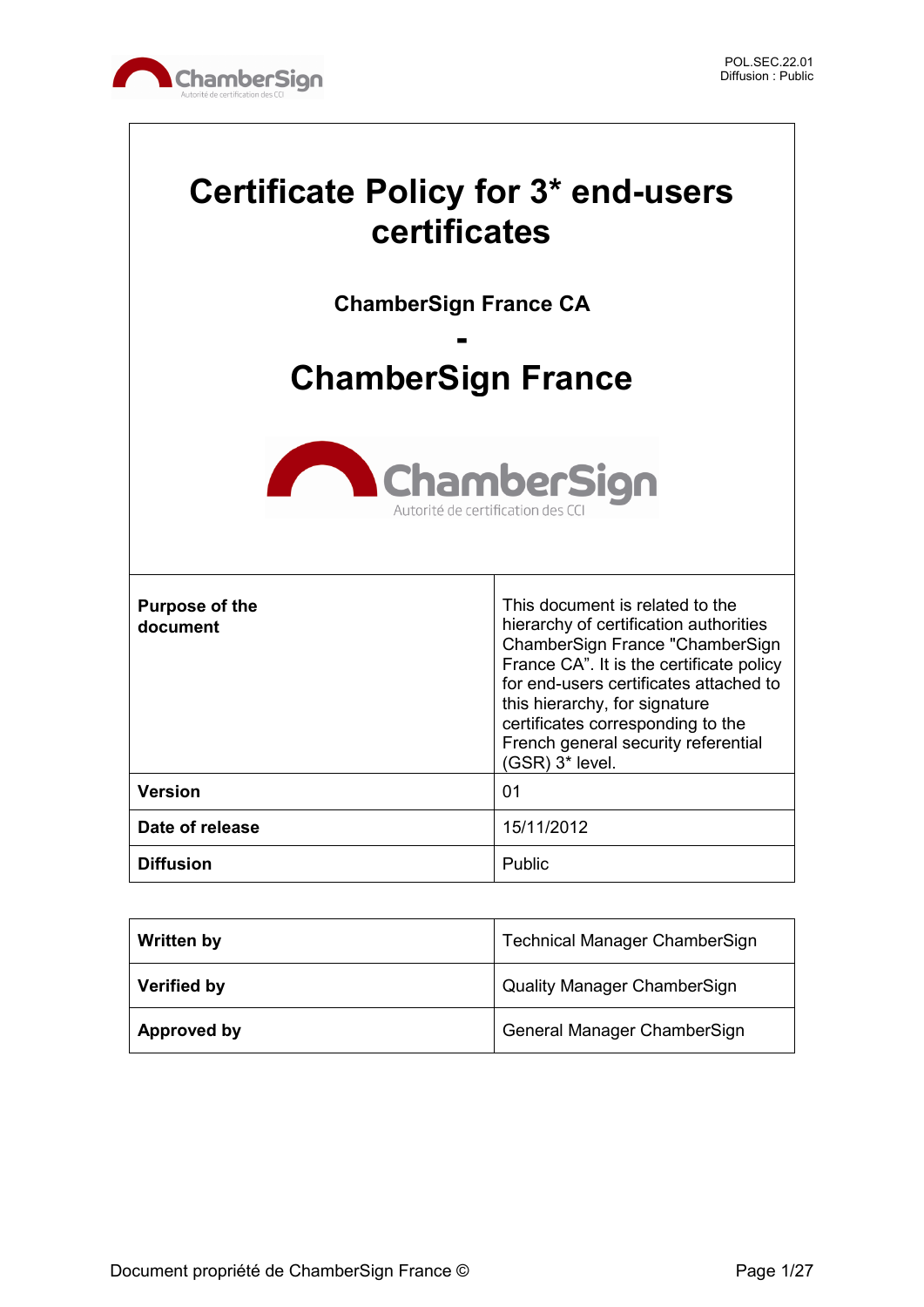# Certificate Policy for 3* end-users certificates

**ChamberSign France CA**

**-**

## ChamberSign France

| **Purpose of the document** | This document is related to the hierarchy of certification authorities ChamberSign France "ChamberSign France CA". It is the certificate policy for end-users certificates attached to this hierarchy, for signature certificates corresponding to the French general security referential (GSR) 3* level. |
|---|---|
| **Version** | 01 |
| **Date of release** | 15/11/2012 |
| **Diffusion** | Public |

| **Written by** | Technical Manager ChamberSign |
|---|---|
| **Verified by** | Quality Manager ChamberSign |
| **Approved by** | General Manager ChamberSign |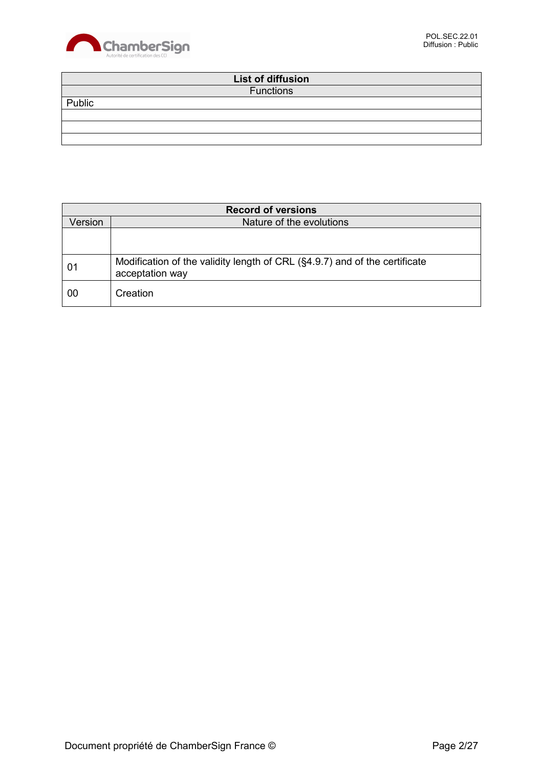| List of diffusion |
|---|
| Functions |
| Public |
| |
| |
| |

| Record of versions | |
|---|---|
| Version | Nature of the evolutions |
| | |
| 01 | Modification of the validity length of CRL (§4.9.7) and of the certificate acceptation way |
| 00 | Creation |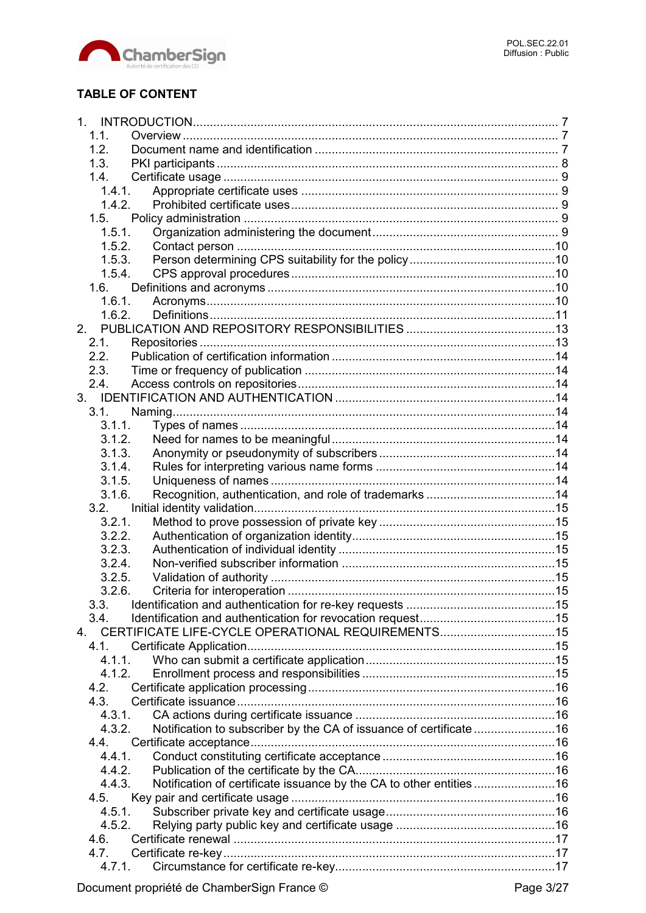## TABLE OF CONTENT

1. INTRODUCTION ........................................................ 7
   - 1.1. Overview ........................................................ 7
   - 1.2. Document name and identification ........................................................ 7
   - 1.3. PKI participants ........................................................ 8
   - 1.4. Certificate usage ........................................................ 9
     - 1.4.1. Appropriate certificate uses ........................................................ 9
     - 1.4.2. Prohibited certificate uses ........................................................ 9
   - 1.5. Policy administration ........................................................ 9
     - 1.5.1. Organization administering the document ........................................................ 9
     - 1.5.2. Contact person ........................................................ 10
     - 1.5.3. Person determining CPS suitability for the policy ........................................................ 10
     - 1.5.4. CPS approval procedures ........................................................ 10
   - 1.6. Definitions and acronyms ........................................................ 10
     - 1.6.1. Acronyms ........................................................ 10
     - 1.6.2. Definitions ........................................................ 11
2. PUBLICATION AND REPOSITORY RESPONSIBILITIES ........................................................ 13
   - 2.1. Repositories ........................................................ 13
   - 2.2. Publication of certification information ........................................................ 14
   - 2.3. Time or frequency of publication ........................................................ 14
   - 2.4. Access controls on repositories ........................................................ 14
3. IDENTIFICATION AND AUTHENTICATION ........................................................ 14
   - 3.1. Naming ........................................................ 14
     - 3.1.1. Types of names ........................................................ 14
     - 3.1.2. Need for names to be meaningful ........................................................ 14
     - 3.1.3. Anonymity or pseudonymity of subscribers ........................................................ 14
     - 3.1.4. Rules for interpreting various name forms ........................................................ 14
     - 3.1.5. Uniqueness of names ........................................................ 14
     - 3.1.6. Recognition, authentication, and role of trademarks ........................................................ 14
   - 3.2. Initial identity validation ........................................................ 15
     - 3.2.1. Method to prove possession of private key ........................................................ 15
     - 3.2.2. Authentication of organization identity ........................................................ 15
     - 3.2.3. Authentication of individual identity ........................................................ 15
     - 3.2.4. Non-verified subscriber information ........................................................ 15
     - 3.2.5. Validation of authority ........................................................ 15
     - 3.2.6. Criteria for interoperation ........................................................ 15
   - 3.3. Identification and authentication for re-key requests ........................................................ 15
   - 3.4. Identification and authentication for revocation request ........................................................ 15
4. CERTIFICATE LIFE-CYCLE OPERATIONAL REQUIREMENTS ........................................................ 15
   - 4.1. Certificate Application ........................................................ 15
     - 4.1.1. Who can submit a certificate application ........................................................ 15
     - 4.1.2. Enrollment process and responsibilities ........................................................ 15
   - 4.2. Certificate application processing ........................................................ 16
   - 4.3. Certificate issuance ........................................................ 16
     - 4.3.1. CA actions during certificate issuance ........................................................ 16
     - 4.3.2. Notification to subscriber by the CA of issuance of certificate ........................................................ 16
   - 4.4. Certificate acceptance ........................................................ 16
     - 4.4.1. Conduct constituting certificate acceptance ........................................................ 16
     - 4.4.2. Publication of the certificate by the CA ........................................................ 16
     - 4.4.3. Notification of certificate issuance by the CA to other entities ........................................................ 16
   - 4.5. Key pair and certificate usage ........................................................ 16
     - 4.5.1. Subscriber private key and certificate usage ........................................................ 16
     - 4.5.2. Relying party public key and certificate usage ........................................................ 16
   - 4.6. Certificate renewal ........................................................ 17
   - 4.7. Certificate re-key ........................................................ 17
     - 4.7.1. Circumstance for certificate re-key ........................................................ 17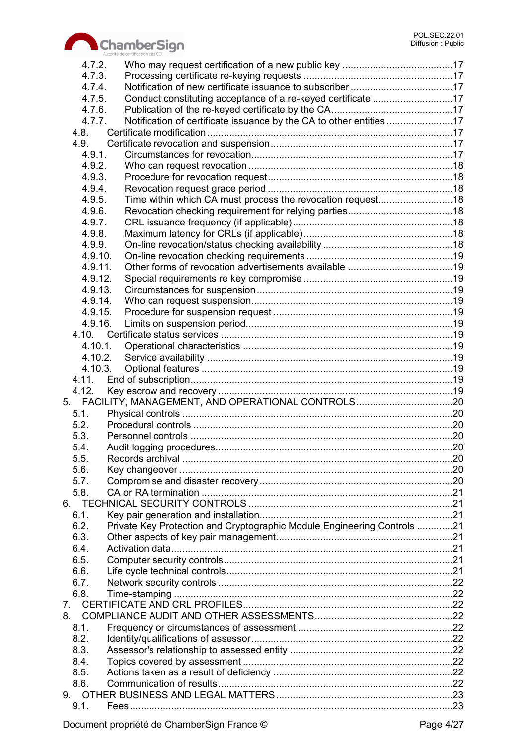4.7.2. Who may request certification of a new public key ........................................17
4.7.3. Processing certificate re-keying requests ......................................................17
4.7.4. Notification of new certificate issuance to subscriber .....................................17
4.7.5. Conduct constituting acceptance of a re-keyed certificate .............................17
4.7.6. Publication of the re-keyed certificate by the CA............................................17
4.7.7. Notification of certificate issuance by the CA to other entities ........................17
4.8. Certificate modification .........................................................................................17
4.9. Certificate revocation and suspension ..................................................................17
4.9.1. Circumstances for revocation.........................................................................17
4.9.2. Who can request revocation ..........................................................................18
4.9.3. Procedure for revocation request...................................................................18
4.9.4. Revocation request grace period ...................................................................18
4.9.5. Time within which CA must process the revocation request...........................18
4.9.6. Revocation checking requirement for relying parties......................................18
4.9.7. CRL issuance frequency (if applicable)..........................................................18
4.9.8. Maximum latency for CRLs (if applicable).......................................................18
4.9.9. On-line revocation/status checking availability ...............................................18
4.9.10. On-line revocation checking requirements .....................................................19
4.9.11. Other forms of revocation advertisements available ......................................19
4.9.12. Special requirements re key compromise ......................................................19
4.9.13. Circumstances for suspension.......................................................................19
4.9.14. Who can request suspension.........................................................................19
4.9.15. Procedure for suspension request .................................................................19
4.9.16. Limits on suspension period...........................................................................19
4.10. Certificate status services ....................................................................................19
4.10.1. Operational characteristics ............................................................................19
4.10.2. Service availability .........................................................................................19
4.10.3. Optional features ...........................................................................................19
4.11. End of subscription...............................................................................................19
4.12. Key escrow and recovery .....................................................................................19
5. FACILITY, MANAGEMENT, AND OPERATIONAL CONTROLS...................................20
5.1. Physical controls ..................................................................................................20
5.2. Procedural controls ..............................................................................................20
5.3. Personnel controls ...............................................................................................20
5.4. Audit logging procedures......................................................................................20
5.5. Records archival ..................................................................................................20
5.6. Key changeover ...................................................................................................20
5.7. Compromise and disaster recovery ......................................................................20
5.8. CA or RA termination ...........................................................................................21
6. TECHNICAL SECURITY CONTROLS ..........................................................................21
6.1. Key pair generation and installation......................................................................21
6.2. Private Key Protection and Cryptographic Module Engineering Controls .............21
6.3. Other aspects of key pair management................................................................21
6.4. Activation data......................................................................................................21
6.5. Computer security controls...................................................................................21
6.6. Life cycle technical controls..................................................................................21
6.7. Network security controls .....................................................................................22
6.8. Time-stamping .....................................................................................................22
7. CERTIFICATE AND CRL PROFILES............................................................................22
8. COMPLIANCE AUDIT AND OTHER ASSESSMENTS..................................................22
8.1. Frequency or circumstances of assessment ........................................................22
8.2. Identity/qualifications of assessor.........................................................................22
8.3. Assessor's relationship to assessed entity ...........................................................22
8.4. Topics covered by assessment ............................................................................22
8.5. Actions taken as a result of deficiency .................................................................22
8.6. Communication of results.....................................................................................22
9. OTHER BUSINESS AND LEGAL MATTERS................................................................23
9.1. Fees.....................................................................................................................23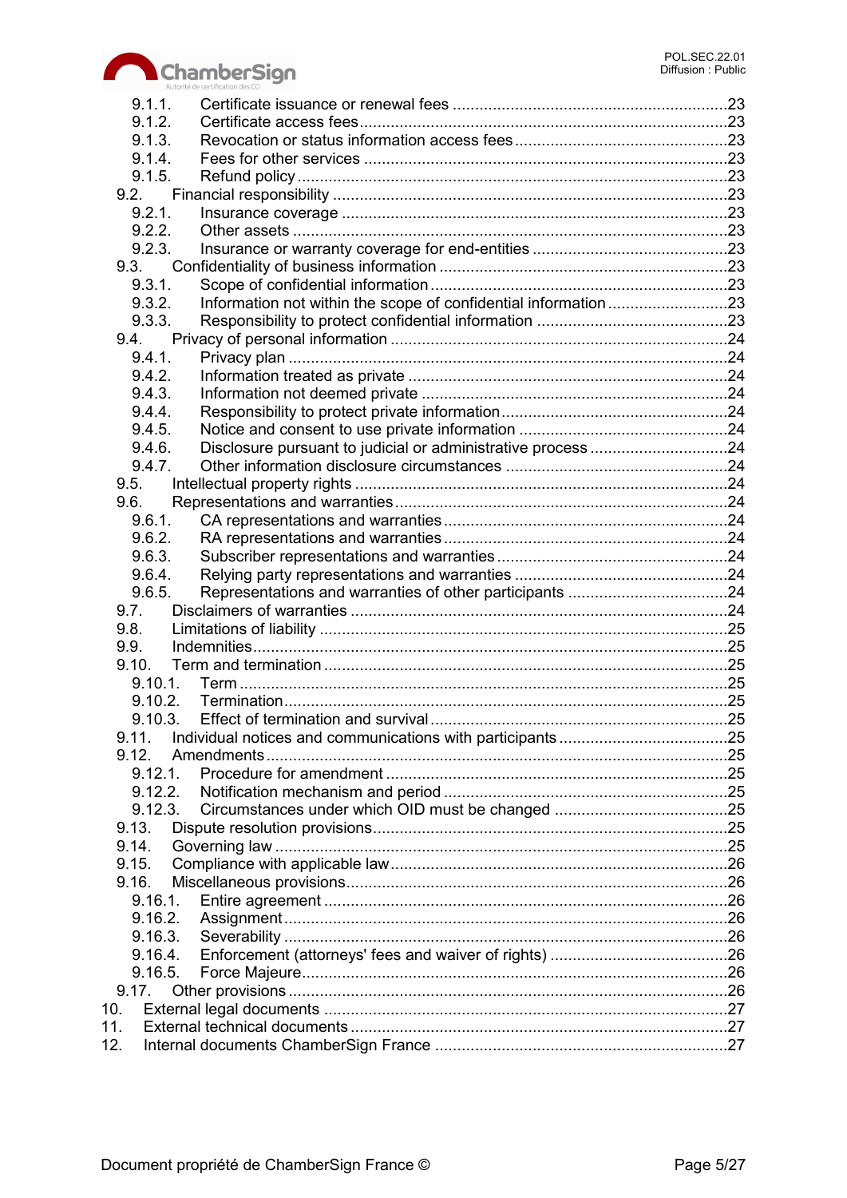9.1.1. Certificate issuance or renewal fees ....................................................23
9.1.2. Certificate access fees ....................................................23
9.1.3. Revocation or status information access fees ....................................................23
9.1.4. Fees for other services ....................................................23
9.1.5. Refund policy ....................................................23
9.2. Financial responsibility ....................................................23
9.2.1. Insurance coverage ....................................................23
9.2.2. Other assets ....................................................23
9.2.3. Insurance or warranty coverage for end-entities ....................................................23
9.3. Confidentiality of business information ....................................................23
9.3.1. Scope of confidential information ....................................................23
9.3.2. Information not within the scope of confidential information ....................................................23
9.3.3. Responsibility to protect confidential information ....................................................23
9.4. Privacy of personal information ....................................................24
9.4.1. Privacy plan ....................................................24
9.4.2. Information treated as private ....................................................24
9.4.3. Information not deemed private ....................................................24
9.4.4. Responsibility to protect private information ....................................................24
9.4.5. Notice and consent to use private information ....................................................24
9.4.6. Disclosure pursuant to judicial or administrative process ....................................................24
9.4.7. Other information disclosure circumstances ....................................................24
9.5. Intellectual property rights ....................................................24
9.6. Representations and warranties ....................................................24
9.6.1. CA representations and warranties ....................................................24
9.6.2. RA representations and warranties ....................................................24
9.6.3. Subscriber representations and warranties ....................................................24
9.6.4. Relying party representations and warranties ....................................................24
9.6.5. Representations and warranties of other participants ....................................................24
9.7. Disclaimers of warranties ....................................................24
9.8. Limitations of liability ....................................................25
9.9. Indemnities ....................................................25
9.10. Term and termination ....................................................25
9.10.1. Term ....................................................25
9.10.2. Termination ....................................................25
9.10.3. Effect of termination and survival ....................................................25
9.11. Individual notices and communications with participants ....................................................25
9.12. Amendments ....................................................25
9.12.1. Procedure for amendment ....................................................25
9.12.2. Notification mechanism and period ....................................................25
9.12.3. Circumstances under which OID must be changed ....................................................25
9.13. Dispute resolution provisions ....................................................25
9.14. Governing law ....................................................25
9.15. Compliance with applicable law ....................................................26
9.16. Miscellaneous provisions ....................................................26
9.16.1. Entire agreement ....................................................26
9.16.2. Assignment ....................................................26
9.16.3. Severability ....................................................26
9.16.4. Enforcement (attorneys' fees and waiver of rights) ....................................................26
9.16.5. Force Majeure ....................................................26
9.17. Other provisions ....................................................26
10. External legal documents ....................................................27
11. External technical documents ....................................................27
12. Internal documents ChamberSign France ....................................................27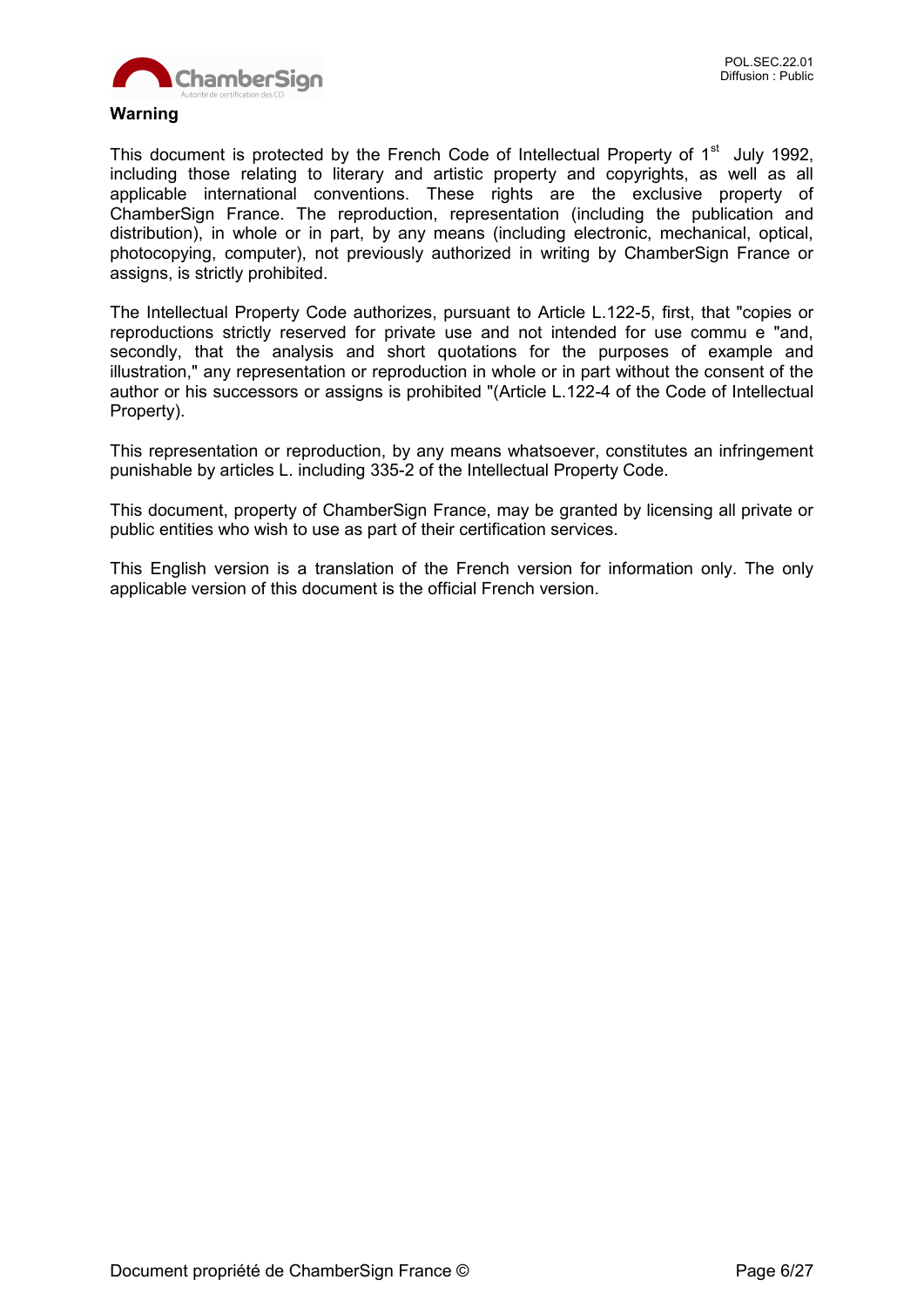**Warning**

This document is protected by the French Code of Intellectual Property of 1[st] July 1992, including those relating to literary and artistic property and copyrights, as well as all applicable international conventions. These rights are the exclusive property of ChamberSign France. The reproduction, representation (including the publication and distribution), in whole or in part, by any means (including electronic, mechanical, optical, photocopying, computer), not previously authorized in writing by ChamberSign France or assigns, is strictly prohibited.

The Intellectual Property Code authorizes, pursuant to Article L.122-5, first, that "copies or reproductions strictly reserved for private use and not intended for use commu e "and, secondly, that the analysis and short quotations for the purposes of example and illustration," any representation or reproduction in whole or in part without the consent of the author or his successors or assigns is prohibited "(Article L.122-4 of the Code of Intellectual Property).

This representation or reproduction, by any means whatsoever, constitutes an infringement punishable by articles L. including 335-2 of the Intellectual Property Code.

This document, property of ChamberSign France, may be granted by licensing all private or public entities who wish to use as part of their certification services.

This English version is a translation of the French version for information only. The only applicable version of this document is the official French version.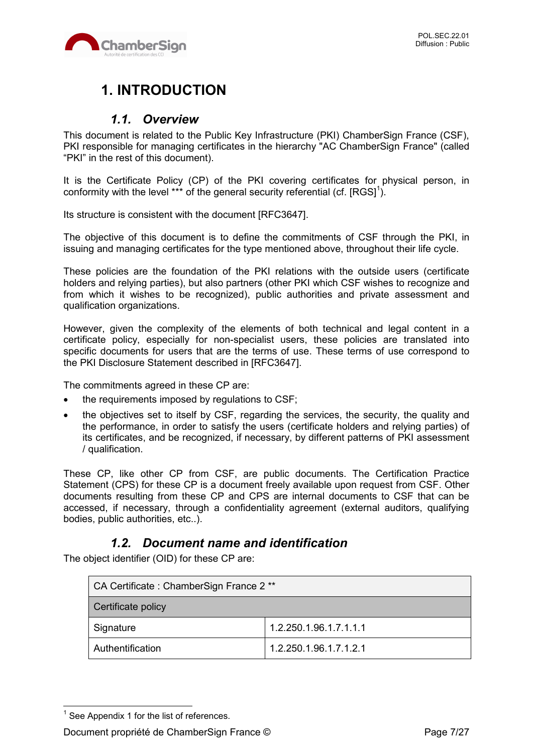# 1. INTRODUCTION

## 1.1. Overview

This document is related to the Public Key Infrastructure (PKI) ChamberSign France (CSF), PKI responsible for managing certificates in the hierarchy "AC ChamberSign France" (called “PKI” in the rest of this document).

It is the Certificate Policy (CP) of the PKI covering certificates for physical person, in conformity with the level *** of the general security referential (cf. [RGS][1]).

Its structure is consistent with the document [RFC3647].

The objective of this document is to define the commitments of CSF through the PKI, in issuing and managing certificates for the type mentioned above, throughout their life cycle.

These policies are the foundation of the PKI relations with the outside users (certificate holders and relying parties), but also partners (other PKI which CSF wishes to recognize and from which it wishes to be recognized), public authorities and private assessment and qualification organizations.

However, given the complexity of the elements of both technical and legal content in a certificate policy, especially for non-specialist users, these policies are translated into specific documents for users that are the terms of use. These terms of use correspond to the PKI Disclosure Statement described in [RFC3647].

The commitments agreed in these CP are:

- the requirements imposed by regulations to CSF;
- the objectives set to itself by CSF, regarding the services, the security, the quality and the performance, in order to satisfy the users (certificate holders and relying parties) of its certificates, and be recognized, if necessary, by different patterns of PKI assessment / qualification.

These CP, like other CP from CSF, are public documents. The Certification Practice Statement (CPS) for these CP is a document freely available upon request from CSF. Other documents resulting from these CP and CPS are internal documents to CSF that can be accessed, if necessary, through a confidentiality agreement (external auditors, qualifying bodies, public authorities, etc..).

## 1.2. Document name and identification

The object identifier (OID) for these CP are:

| CA Certificate : ChamberSign France 2 ** | |
|---|---|
| Certificate policy | |
| Signature | 1.2.250.1.96.1.7.1.1.1 |
| Authentification | 1.2.250.1.96.1.7.1.2.1 |

[1] See Appendix 1 for the list of references.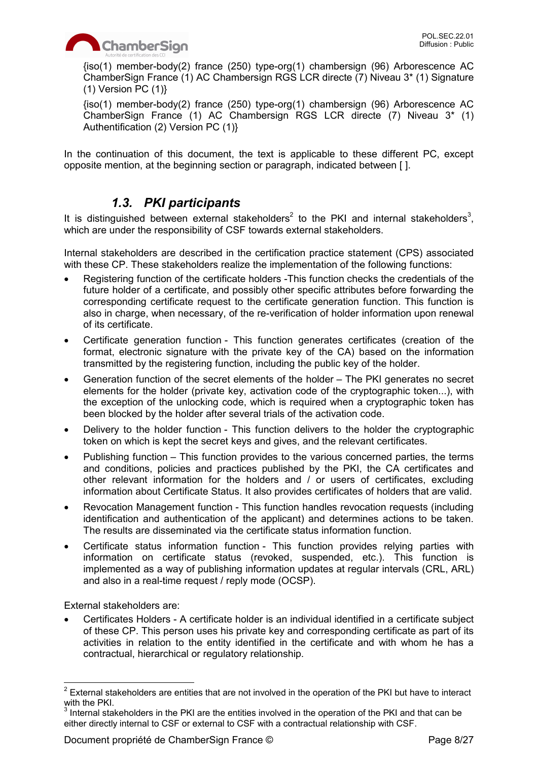{iso(1) member-body(2) france (250) type-org(1) chambersign (96) Arborescence AC ChamberSign France (1) AC Chambersign RGS LCR directe (7) Niveau 3* (1) Signature (1) Version PC (1)}

{iso(1) member-body(2) france (250) type-org(1) chambersign (96) Arborescence AC ChamberSign France (1) AC Chambersign RGS LCR directe (7) Niveau 3* (1) Authentification (2) Version PC (1)}

In the continuation of this document, the text is applicable to these different PC, except opposite mention, at the beginning section or paragraph, indicated between [ ].

## *1.3. PKI participants*

It is distinguished between external stakeholders[2] to the PKI and internal stakeholders[3], which are under the responsibility of CSF towards external stakeholders.

Internal stakeholders are described in the certification practice statement (CPS) associated with these CP. These stakeholders realize the implementation of the following functions:

- Registering function of the certificate holders -This function checks the credentials of the future holder of a certificate, and possibly other specific attributes before forwarding the corresponding certificate request to the certificate generation function. This function is also in charge, when necessary, of the re-verification of holder information upon renewal of its certificate.
- Certificate generation function - This function generates certificates (creation of the format, electronic signature with the private key of the CA) based on the information transmitted by the registering function, including the public key of the holder.
- Generation function of the secret elements of the holder – The PKI generates no secret elements for the holder (private key, activation code of the cryptographic token...), with the exception of the unlocking code, which is required when a cryptographic token has been blocked by the holder after several trials of the activation code.
- Delivery to the holder function - This function delivers to the holder the cryptographic token on which is kept the secret keys and gives, and the relevant certificates.
- Publishing function – This function provides to the various concerned parties, the terms and conditions, policies and practices published by the PKI, the CA certificates and other relevant information for the holders and / or users of certificates, excluding information about Certificate Status. It also provides certificates of holders that are valid.
- Revocation Management function - This function handles revocation requests (including identification and authentication of the applicant) and determines actions to be taken. The results are disseminated via the certificate status information function.
- Certificate status information function - This function provides relying parties with information on certificate status (revoked, suspended, etc.). This function is implemented as a way of publishing information updates at regular intervals (CRL, ARL) and also in a real-time request / reply mode (OCSP).

External stakeholders are:

- Certificates Holders - A certificate holder is an individual identified in a certificate subject of these CP. This person uses his private key and corresponding certificate as part of its activities in relation to the entity identified in the certificate and with whom he has a contractual, hierarchical or regulatory relationship.

---

[2] External stakeholders are entities that are not involved in the operation of the PKI but have to interact with the PKI.

[3] Internal stakeholders in the PKI are the entities involved in the operation of the PKI and that can be either directly internal to CSF or external to CSF with a contractual relationship with CSF.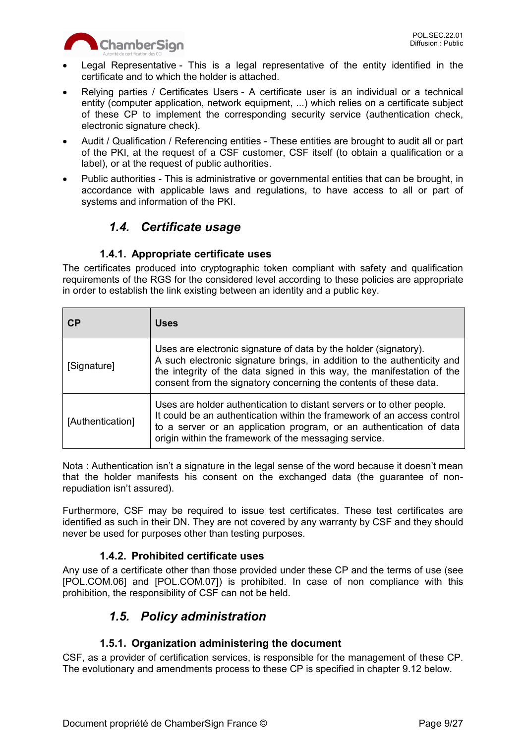- Legal Representative - This is a legal representative of the entity identified in the certificate and to which the holder is attached.
- Relying parties / Certificates Users - A certificate user is an individual or a technical entity (computer application, network equipment, ...) which relies on a certificate subject of these CP to implement the corresponding security service (authentication check, electronic signature check).
- Audit / Qualification / Referencing entities - These entities are brought to audit all or part of the PKI, at the request of a CSF customer, CSF itself (to obtain a qualification or a label), or at the request of public authorities.
- Public authorities - This is administrative or governmental entities that can be brought, in accordance with applicable laws and regulations, to have access to all or part of systems and information of the PKI.

## 1.4. Certificate usage

### 1.4.1. Appropriate certificate uses

The certificates produced into cryptographic token compliant with safety and qualification requirements of the RGS for the considered level according to these policies are appropriate in order to establish the link existing between an identity and a public key.

| CP | Uses |
|---|---|
| [Signature] | Uses are electronic signature of data by the holder (signatory). A such electronic signature brings, in addition to the authenticity and the integrity of the data signed in this way, the manifestation of the consent from the signatory concerning the contents of these data. |
| [Authentication] | Uses are holder authentication to distant servers or to other people. It could be an authentication within the framework of an access control to a server or an application program, or an authentication of data origin within the framework of the messaging service. |

Nota : Authentication isn't a signature in the legal sense of the word because it doesn't mean that the holder manifests his consent on the exchanged data (the guarantee of non-repudiation isn't assured).

Furthermore, CSF may be required to issue test certificates. These test certificates are identified as such in their DN. They are not covered by any warranty by CSF and they should never be used for purposes other than testing purposes.

### 1.4.2. Prohibited certificate uses

Any use of a certificate other than those provided under these CP and the terms of use (see [POL.COM.06] and [POL.COM.07]) is prohibited. In case of non compliance with this prohibition, the responsibility of CSF can not be held.

## 1.5. Policy administration

### 1.5.1. Organization administering the document

CSF, as a provider of certification services, is responsible for the management of these CP. The evolutionary and amendments process to these CP is specified in chapter 9.12 below.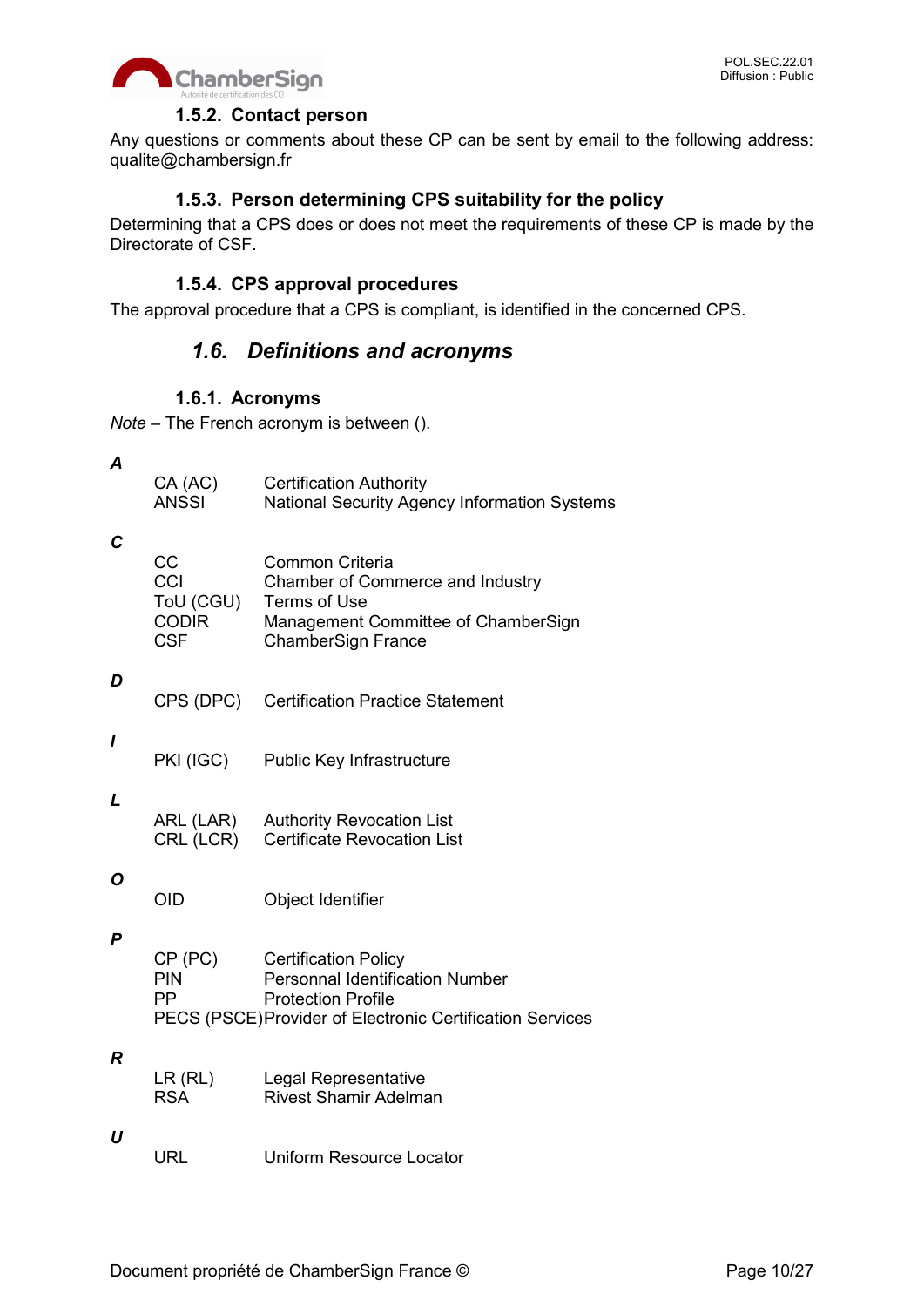#### 1.5.2. Contact person

Any questions or comments about these CP can be sent by email to the following address: qualite@chambersign.fr

#### 1.5.3. Person determining CPS suitability for the policy

Determining that a CPS does or does not meet the requirements of these CP is made by the Directorate of CSF.

#### 1.5.4. CPS approval procedures

The approval procedure that a CPS is compliant, is identified in the concerned CPS.

### *1.6. Definitions and acronyms*

#### 1.6.1. Acronyms

*Note* – The French acronym is between ().

***A***

| | |
|---|---|
| CA (AC) | Certification Authority |
| ANSSI | National Security Agency Information Systems |

***C***

| | |
|---|---|
| CC | Common Criteria |
| CCI | Chamber of Commerce and Industry |
| ToU (CGU) | Terms of Use |
| CODIR | Management Committee of ChamberSign |
| CSF | ChamberSign France |

***D***

| | |
|---|---|
| CPS (DPC) | Certification Practice Statement |

***I***

| | |
|---|---|
| PKI (IGC) | Public Key Infrastructure |

***L***

| | |
|---|---|
| ARL (LAR) | Authority Revocation List |
| CRL (LCR) | Certificate Revocation List |

***O***

| | |
|---|---|
| OID | Object Identifier |

***P***

| | |
|---|---|
| CP (PC) | Certification Policy |
| PIN | Personnal Identification Number |
| PP | Protection Profile |
| PECS (PSCE) | Provider of Electronic Certification Services |

***R***

| | |
|---|---|
| LR (RL) | Legal Representative |
| RSA | Rivest Shamir Adelman |

***U***

| | |
|---|---|
| URL | Uniform Resource Locator |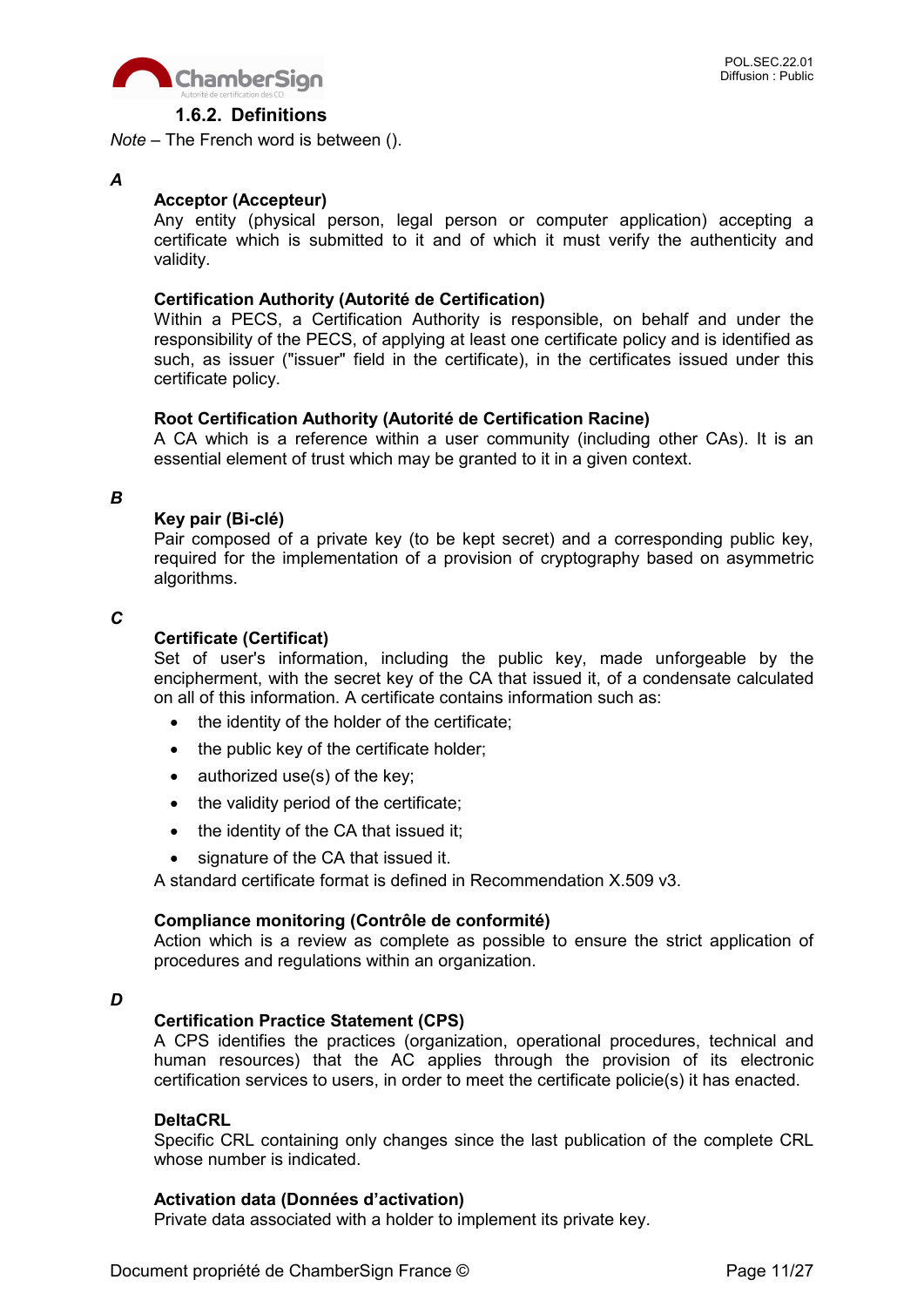### 1.6.2. Definitions

*Note* – The French word is between ().

***A***

**Acceptor (Accepteur)**
Any entity (physical person, legal person or computer application) accepting a certificate which is submitted to it and of which it must verify the authenticity and validity.

**Certification Authority (Autorité de Certification)**
Within a PECS, a Certification Authority is responsible, on behalf and under the responsibility of the PECS, of applying at least one certificate policy and is identified as such, as issuer ("issuer" field in the certificate), in the certificates issued under this certificate policy.

**Root Certification Authority (Autorité de Certification Racine)**
A CA which is a reference within a user community (including other CAs). It is an essential element of trust which may be granted to it in a given context.

***B***

**Key pair (Bi-clé)**
Pair composed of a private key (to be kept secret) and a corresponding public key, required for the implementation of a provision of cryptography based on asymmetric algorithms.

***C***

**Certificate (Certificat)**
Set of user's information, including the public key, made unforgeable by the encipherment, with the secret key of the CA that issued it, of a condensate calculated on all of this information. A certificate contains information such as:

- the identity of the holder of the certificate;
- the public key of the certificate holder;
- authorized use(s) of the key;
- the validity period of the certificate;
- the identity of the CA that issued it;
- signature of the CA that issued it.

A standard certificate format is defined in Recommendation X.509 v3.

**Compliance monitoring (Contrôle de conformité)**
Action which is a review as complete as possible to ensure the strict application of procedures and regulations within an organization.

***D***

**Certification Practice Statement (CPS)**
A CPS identifies the practices (organization, operational procedures, technical and human resources) that the AC applies through the provision of its electronic certification services to users, in order to meet the certificate policie(s) it has enacted.

**DeltaCRL**
Specific CRL containing only changes since the last publication of the complete CRL whose number is indicated.

**Activation data (Données d'activation)**
Private data associated with a holder to implement its private key.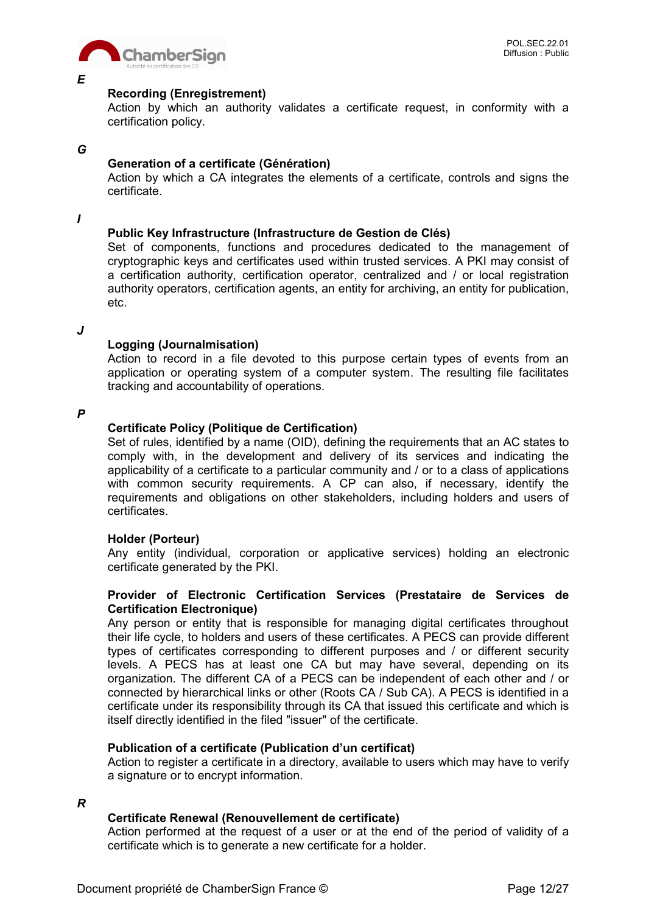***E***

**Recording (Enregistrement)**
Action by which an authority validates a certificate request, in conformity with a certification policy.

***G***

**Generation of a certificate (Génération)**
Action by which a CA integrates the elements of a certificate, controls and signs the certificate.

***I***

**Public Key Infrastructure (Infrastructure de Gestion de Clés)**
Set of components, functions and procedures dedicated to the management of cryptographic keys and certificates used within trusted services. A PKI may consist of a certification authority, certification operator, centralized and / or local registration authority operators, certification agents, an entity for archiving, an entity for publication, etc.

***J***

**Logging (Journalmisation)**
Action to record in a file devoted to this purpose certain types of events from an application or operating system of a computer system. The resulting file facilitates tracking and accountability of operations.

***P***

**Certificate Policy (Politique de Certification)**
Set of rules, identified by a name (OID), defining the requirements that an AC states to comply with, in the development and delivery of its services and indicating the applicability of a certificate to a particular community and / or to a class of applications with common security requirements. A CP can also, if necessary, identify the requirements and obligations on other stakeholders, including holders and users of certificates.

**Holder (Porteur)**
Any entity (individual, corporation or applicative services) holding an electronic certificate generated by the PKI.

**Provider of Electronic Certification Services (Prestataire de Services de Certification Electronique)**
Any person or entity that is responsible for managing digital certificates throughout their life cycle, to holders and users of these certificates. A PECS can provide different types of certificates corresponding to different purposes and / or different security levels. A PECS has at least one CA but may have several, depending on its organization. The different CA of a PECS can be independent of each other and / or connected by hierarchical links or other (Roots CA / Sub CA). A PECS is identified in a certificate under its responsibility through its CA that issued this certificate and which is itself directly identified in the filed "issuer" of the certificate.

**Publication of a certificate (Publication d'un certificat)**
Action to register a certificate in a directory, available to users which may have to verify a signature or to encrypt information.

***R***

**Certificate Renewal (Renouvellement de certificate)**
Action performed at the request of a user or at the end of the period of validity of a certificate which is to generate a new certificate for a holder.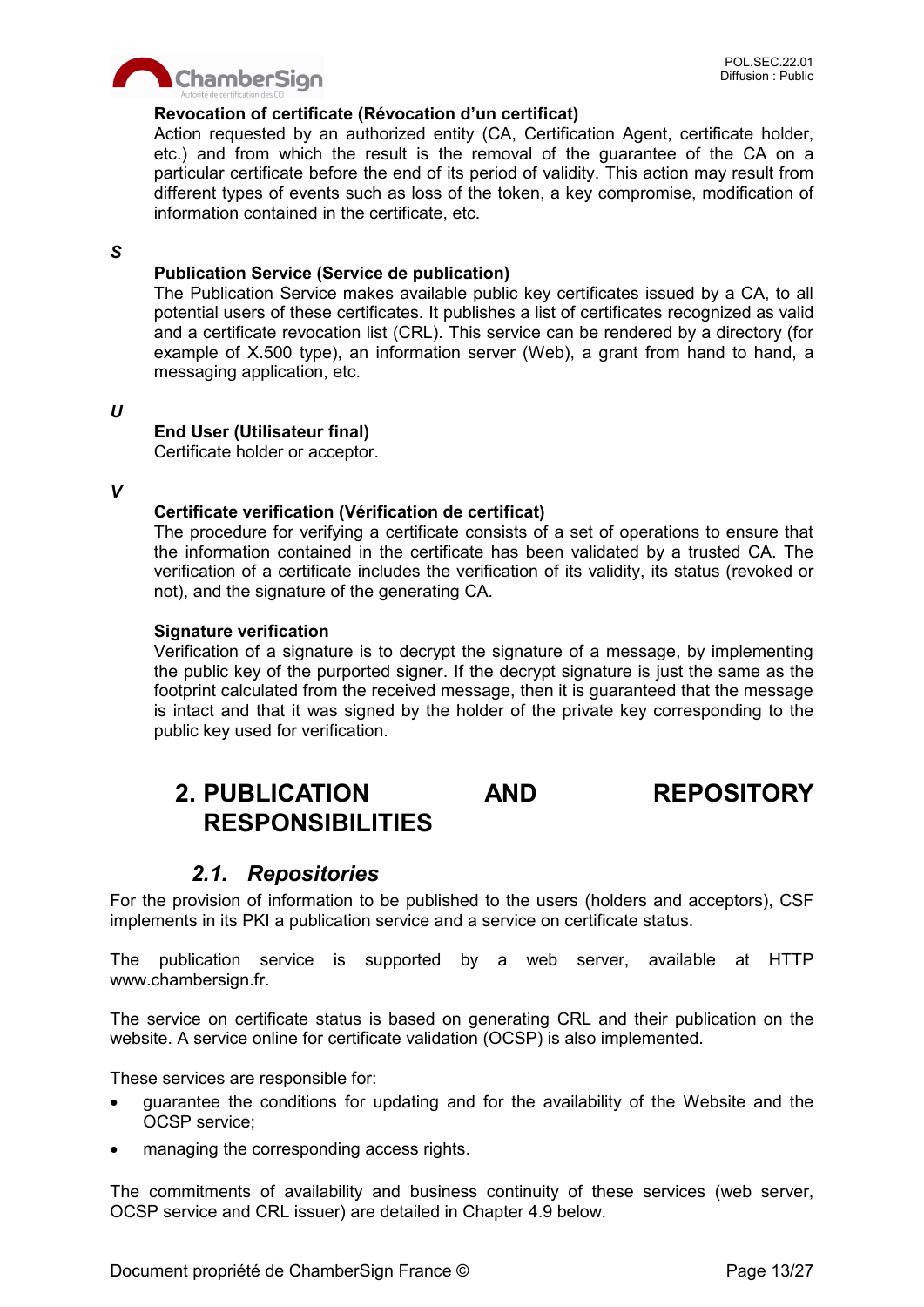**Revocation of certificate (Révocation d'un certificat)**
Action requested by an authorized entity (CA, Certification Agent, certificate holder, etc.) and from which the result is the removal of the guarantee of the CA on a particular certificate before the end of its period of validity. This action may result from different types of events such as loss of the token, a key compromise, modification of information contained in the certificate, etc.

***S***

**Publication Service (Service de publication)**
The Publication Service makes available public key certificates issued by a CA, to all potential users of these certificates. It publishes a list of certificates recognized as valid and a certificate revocation list (CRL). This service can be rendered by a directory (for example of X.500 type), an information server (Web), a grant from hand to hand, a messaging application, etc.

***U***

**End User (Utilisateur final)**
Certificate holder or acceptor.

***V***

**Certificate verification (Vérification de certificat)**
The procedure for verifying a certificate consists of a set of operations to ensure that the information contained in the certificate has been validated by a trusted CA. The verification of a certificate includes the verification of its validity, its status (revoked or not), and the signature of the generating CA.

**Signature verification**
Verification of a signature is to decrypt the signature of a message, by implementing the public key of the purported signer. If the decrypt signature is just the same as the footprint calculated from the received message, then it is guaranteed that the message is intact and that it was signed by the holder of the private key corresponding to the public key used for verification.

# 2. PUBLICATION AND REPOSITORY RESPONSIBILITIES

## *2.1. Repositories*

For the provision of information to be published to the users (holders and acceptors), CSF implements in its PKI a publication service and a service on certificate status.

The publication service is supported by a web server, available at HTTP www.chambersign.fr.

The service on certificate status is based on generating CRL and their publication on the website. A service online for certificate validation (OCSP) is also implemented.

These services are responsible for:

- guarantee the conditions for updating and for the availability of the Website and the OCSP service;
- managing the corresponding access rights.

The commitments of availability and business continuity of these services (web server, OCSP service and CRL issuer) are detailed in Chapter 4.9 below.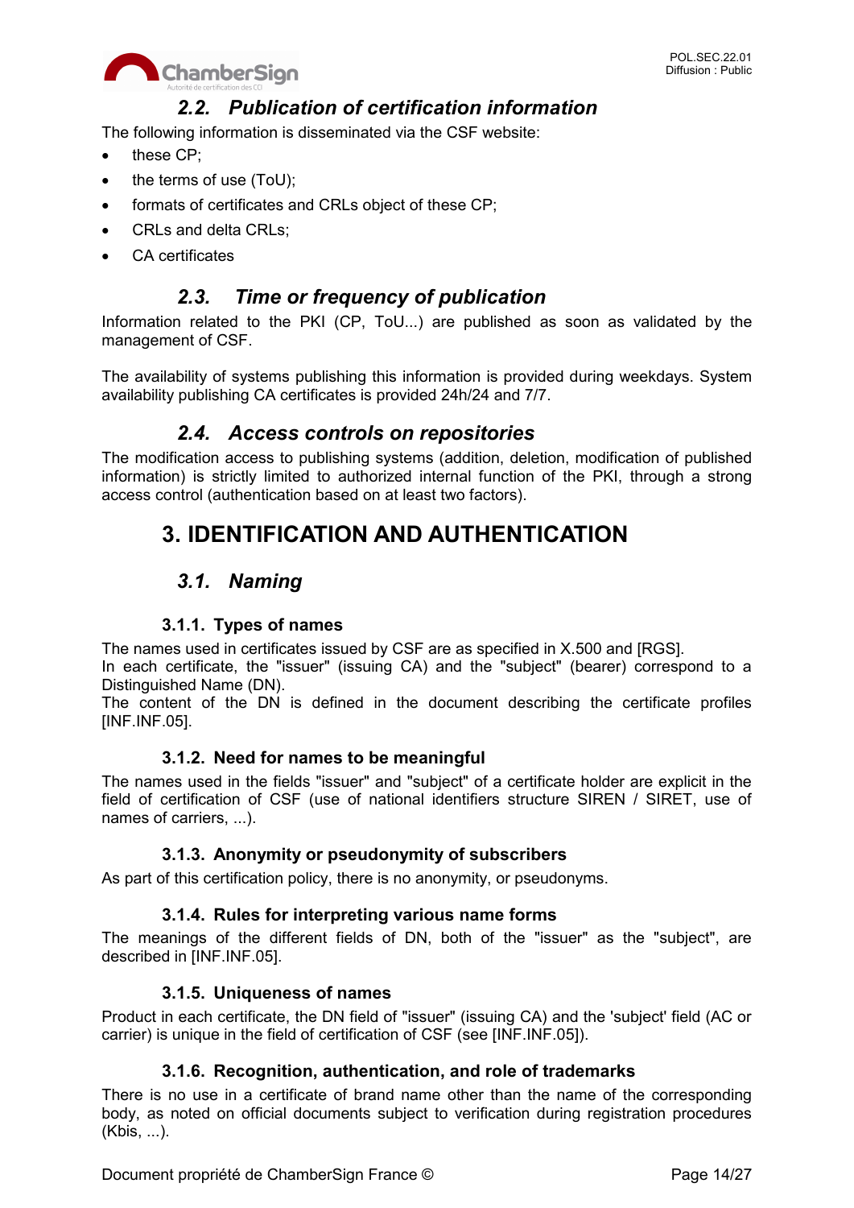## 2.2. Publication of certification information

The following information is disseminated via the CSF website:

- these CP;
- the terms of use (ToU);
- formats of certificates and CRLs object of these CP;
- CRLs and delta CRLs;
- CA certificates

## 2.3. Time or frequency of publication

Information related to the PKI (CP, ToU...) are published as soon as validated by the management of CSF.

The availability of systems publishing this information is provided during weekdays. System availability publishing CA certificates is provided 24h/24 and 7/7.

## 2.4. Access controls on repositories

The modification access to publishing systems (addition, deletion, modification of published information) is strictly limited to authorized internal function of the PKI, through a strong access control (authentication based on at least two factors).

# 3. IDENTIFICATION AND AUTHENTICATION

## 3.1. Naming

### 3.1.1. Types of names

The names used in certificates issued by CSF are as specified in X.500 and [RGS].
In each certificate, the "issuer" (issuing CA) and the "subject" (bearer) correspond to a Distinguished Name (DN).
The content of the DN is defined in the document describing the certificate profiles [INF.INF.05].

### 3.1.2. Need for names to be meaningful

The names used in the fields "issuer" and "subject" of a certificate holder are explicit in the field of certification of CSF (use of national identifiers structure SIREN / SIRET, use of names of carriers, ...).

### 3.1.3. Anonymity or pseudonymity of subscribers

As part of this certification policy, there is no anonymity, or pseudonyms.

### 3.1.4. Rules for interpreting various name forms

The meanings of the different fields of DN, both of the "issuer" as the "subject", are described in [INF.INF.05].

### 3.1.5. Uniqueness of names

Product in each certificate, the DN field of "issuer" (issuing CA) and the 'subject' field (AC or carrier) is unique in the field of certification of CSF (see [INF.INF.05]).

### 3.1.6. Recognition, authentication, and role of trademarks

There is no use in a certificate of brand name other than the name of the corresponding body, as noted on official documents subject to verification during registration procedures (Kbis, ...).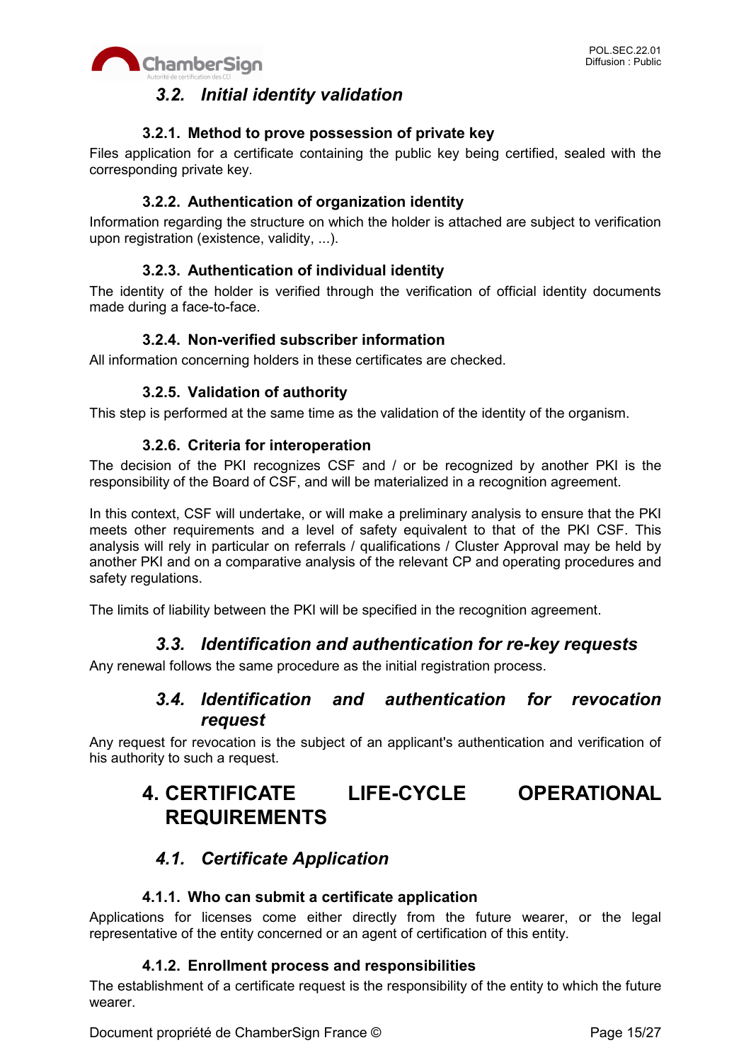## 3.2. *Initial identity validation*

### 3.2.1. Method to prove possession of private key

Files application for a certificate containing the public key being certified, sealed with the corresponding private key.

### 3.2.2. Authentication of organization identity

Information regarding the structure on which the holder is attached are subject to verification upon registration (existence, validity, ...).

### 3.2.3. Authentication of individual identity

The identity of the holder is verified through the verification of official identity documents made during a face-to-face.

### 3.2.4. Non-verified subscriber information

All information concerning holders in these certificates are checked.

### 3.2.5. Validation of authority

This step is performed at the same time as the validation of the identity of the organism.

### 3.2.6. Criteria for interoperation

The decision of the PKI recognizes CSF and / or be recognized by another PKI is the responsibility of the Board of CSF, and will be materialized in a recognition agreement.

In this context, CSF will undertake, or will make a preliminary analysis to ensure that the PKI meets other requirements and a level of safety equivalent to that of the PKI CSF. This analysis will rely in particular on referrals / qualifications / Cluster Approval may be held by another PKI and on a comparative analysis of the relevant CP and operating procedures and safety regulations.

The limits of liability between the PKI will be specified in the recognition agreement.

## 3.3. *Identification and authentication for re-key requests*

Any renewal follows the same procedure as the initial registration process.

## 3.4. *Identification and authentication for revocation request*

Any request for revocation is the subject of an applicant's authentication and verification of his authority to such a request.

# 4. CERTIFICATE LIFE-CYCLE OPERATIONAL REQUIREMENTS

## 4.1. *Certificate Application*

### 4.1.1. Who can submit a certificate application

Applications for licenses come either directly from the future wearer, or the legal representative of the entity concerned or an agent of certification of this entity.

### 4.1.2. Enrollment process and responsibilities

The establishment of a certificate request is the responsibility of the entity to which the future wearer.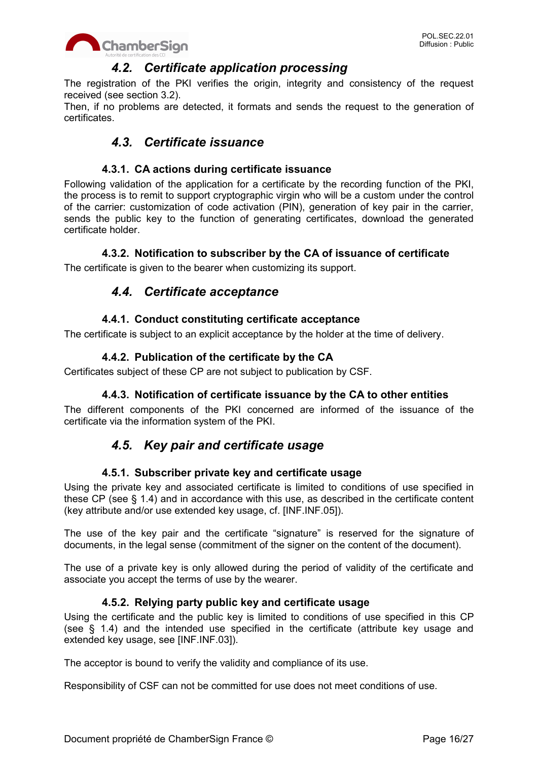## 4.2. Certificate application processing

The registration of the PKI verifies the origin, integrity and consistency of the request received (see section 3.2).
Then, if no problems are detected, it formats and sends the request to the generation of certificates.

## 4.3. Certificate issuance

### 4.3.1. CA actions during certificate issuance

Following validation of the application for a certificate by the recording function of the PKI, the process is to remit to support cryptographic virgin who will be a custom under the control of the carrier: customization of code activation (PIN), generation of key pair in the carrier, sends the public key to the function of generating certificates, download the generated certificate holder.

### 4.3.2. Notification to subscriber by the CA of issuance of certificate

The certificate is given to the bearer when customizing its support.

## 4.4. Certificate acceptance

### 4.4.1. Conduct constituting certificate acceptance

The certificate is subject to an explicit acceptance by the holder at the time of delivery.

### 4.4.2. Publication of the certificate by the CA

Certificates subject of these CP are not subject to publication by CSF.

### 4.4.3. Notification of certificate issuance by the CA to other entities

The different components of the PKI concerned are informed of the issuance of the certificate via the information system of the PKI.

## 4.5. Key pair and certificate usage

### 4.5.1. Subscriber private key and certificate usage

Using the private key and associated certificate is limited to conditions of use specified in these CP (see § 1.4) and in accordance with this use, as described in the certificate content (key attribute and/or use extended key usage, cf. [INF.INF.05]).

The use of the key pair and the certificate "signature" is reserved for the signature of documents, in the legal sense (commitment of the signer on the content of the document).

The use of a private key is only allowed during the period of validity of the certificate and associate you accept the terms of use by the wearer.

### 4.5.2. Relying party public key and certificate usage

Using the certificate and the public key is limited to conditions of use specified in this CP (see § 1.4) and the intended use specified in the certificate (attribute key usage and extended key usage, see [INF.INF.03]).

The acceptor is bound to verify the validity and compliance of its use.

Responsibility of CSF can not be committed for use does not meet conditions of use.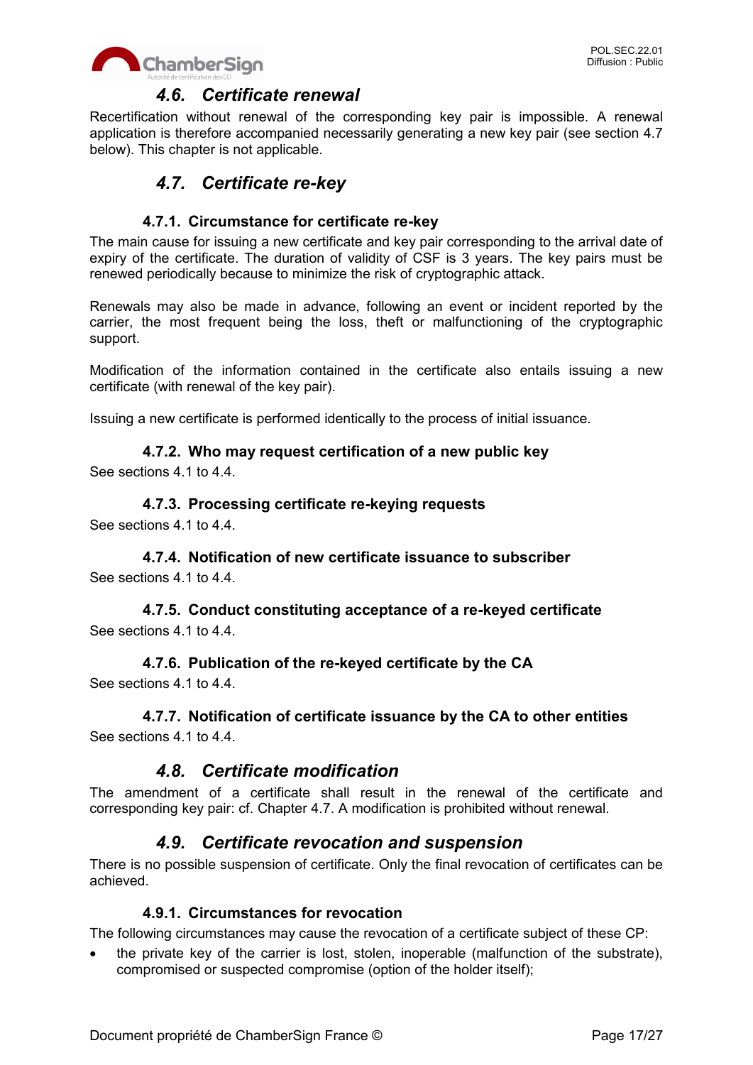## *4.6. Certificate renewal*

Recertification without renewal of the corresponding key pair is impossible. A renewal application is therefore accompanied necessarily generating a new key pair (see section 4.7 below). This chapter is not applicable.

## *4.7. Certificate re-key*

### 4.7.1. Circumstance for certificate re-key

The main cause for issuing a new certificate and key pair corresponding to the arrival date of expiry of the certificate. The duration of validity of CSF is 3 years. The key pairs must be renewed periodically because to minimize the risk of cryptographic attack.

Renewals may also be made in advance, following an event or incident reported by the carrier, the most frequent being the loss, theft or malfunctioning of the cryptographic support.

Modification of the information contained in the certificate also entails issuing a new certificate (with renewal of the key pair).

Issuing a new certificate is performed identically to the process of initial issuance.

### 4.7.2. Who may request certification of a new public key

See sections 4.1 to 4.4.

### 4.7.3. Processing certificate re-keying requests

See sections 4.1 to 4.4.

### 4.7.4. Notification of new certificate issuance to subscriber

See sections 4.1 to 4.4.

### 4.7.5. Conduct constituting acceptance of a re-keyed certificate

See sections 4.1 to 4.4.

### 4.7.6. Publication of the re-keyed certificate by the CA

See sections 4.1 to 4.4.

### 4.7.7. Notification of certificate issuance by the CA to other entities

See sections 4.1 to 4.4.

## *4.8. Certificate modification*

The amendment of a certificate shall result in the renewal of the certificate and corresponding key pair: cf. Chapter 4.7. A modification is prohibited without renewal.

## *4.9. Certificate revocation and suspension*

There is no possible suspension of certificate. Only the final revocation of certificates can be achieved.

### 4.9.1. Circumstances for revocation

The following circumstances may cause the revocation of a certificate subject of these CP:

- the private key of the carrier is lost, stolen, inoperable (malfunction of the substrate), compromised or suspected compromise (option of the holder itself);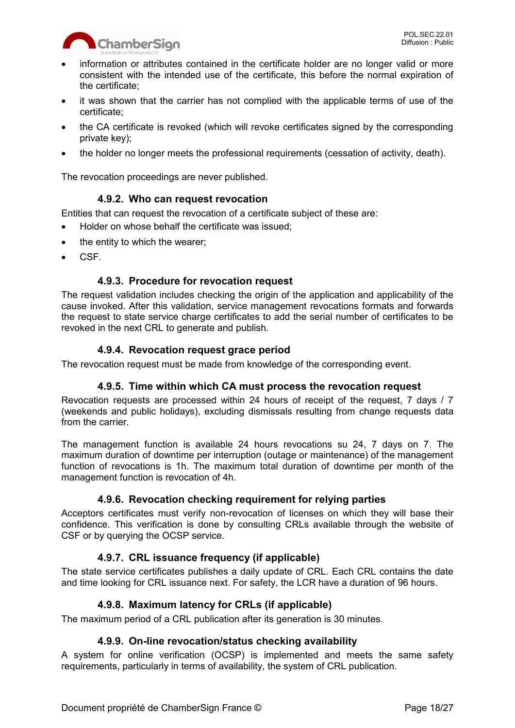- information or attributes contained in the certificate holder are no longer valid or more consistent with the intended use of the certificate, this before the normal expiration of the certificate;
- it was shown that the carrier has not complied with the applicable terms of use of the certificate;
- the CA certificate is revoked (which will revoke certificates signed by the corresponding private key);
- the holder no longer meets the professional requirements (cessation of activity, death).

The revocation proceedings are never published.

### 4.9.2. Who can request revocation

Entities that can request the revocation of a certificate subject of these are:

- Holder on whose behalf the certificate was issued;
- the entity to which the wearer;
- CSF.

### 4.9.3. Procedure for revocation request

The request validation includes checking the origin of the application and applicability of the cause invoked. After this validation, service management revocations formats and forwards the request to state service charge certificates to add the serial number of certificates to be revoked in the next CRL to generate and publish.

### 4.9.4. Revocation request grace period

The revocation request must be made from knowledge of the corresponding event.

### 4.9.5. Time within which CA must process the revocation request

Revocation requests are processed within 24 hours of receipt of the request, 7 days / 7 (weekends and public holidays), excluding dismissals resulting from change requests data from the carrier.

The management function is available 24 hours revocations su 24, 7 days on 7. The maximum duration of downtime per interruption (outage or maintenance) of the management function of revocations is 1h. The maximum total duration of downtime per month of the management function is revocation of 4h.

### 4.9.6. Revocation checking requirement for relying parties

Acceptors certificates must verify non-revocation of licenses on which they will base their confidence. This verification is done by consulting CRLs available through the website of CSF or by querying the OCSP service.

### 4.9.7. CRL issuance frequency (if applicable)

The state service certificates publishes a daily update of CRL. Each CRL contains the date and time looking for CRL issuance next. For safety, the LCR have a duration of 96 hours.

### 4.9.8. Maximum latency for CRLs (if applicable)

The maximum period of a CRL publication after its generation is 30 minutes.

### 4.9.9. On-line revocation/status checking availability

A system for online verification (OCSP) is implemented and meets the same safety requirements, particularly in terms of availability, the system of CRL publication.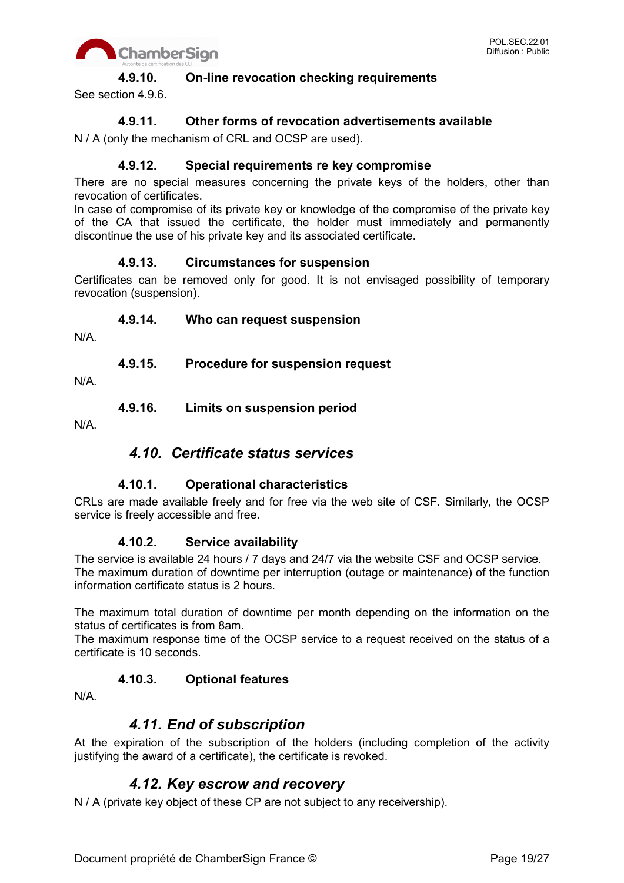#### 4.9.10. On-line revocation checking requirements

See section 4.9.6.

#### 4.9.11. Other forms of revocation advertisements available

N / A (only the mechanism of CRL and OCSP are used).

#### 4.9.12. Special requirements re key compromise

There are no special measures concerning the private keys of the holders, other than revocation of certificates.
In case of compromise of its private key or knowledge of the compromise of the private key of the CA that issued the certificate, the holder must immediately and permanently discontinue the use of his private key and its associated certificate.

#### 4.9.13. Circumstances for suspension

Certificates can be removed only for good. It is not envisaged possibility of temporary revocation (suspension).

#### 4.9.14. Who can request suspension

N/A.

#### 4.9.15. Procedure for suspension request

N/A.

#### 4.9.16. Limits on suspension period

N/A.

### *4.10. Certificate status services*

#### 4.10.1. Operational characteristics

CRLs are made available freely and for free via the web site of CSF. Similarly, the OCSP service is freely accessible and free.

#### 4.10.2. Service availability

The service is available 24 hours / 7 days and 24/7 via the website CSF and OCSP service.
The maximum duration of downtime per interruption (outage or maintenance) of the function information certificate status is 2 hours.

The maximum total duration of downtime per month depending on the information on the status of certificates is from 8am.
The maximum response time of the OCSP service to a request received on the status of a certificate is 10 seconds.

#### 4.10.3. Optional features

N/A.

### *4.11. End of subscription*

At the expiration of the subscription of the holders (including completion of the activity justifying the award of a certificate), the certificate is revoked.

### *4.12. Key escrow and recovery*

N / A (private key object of these CP are not subject to any receivership).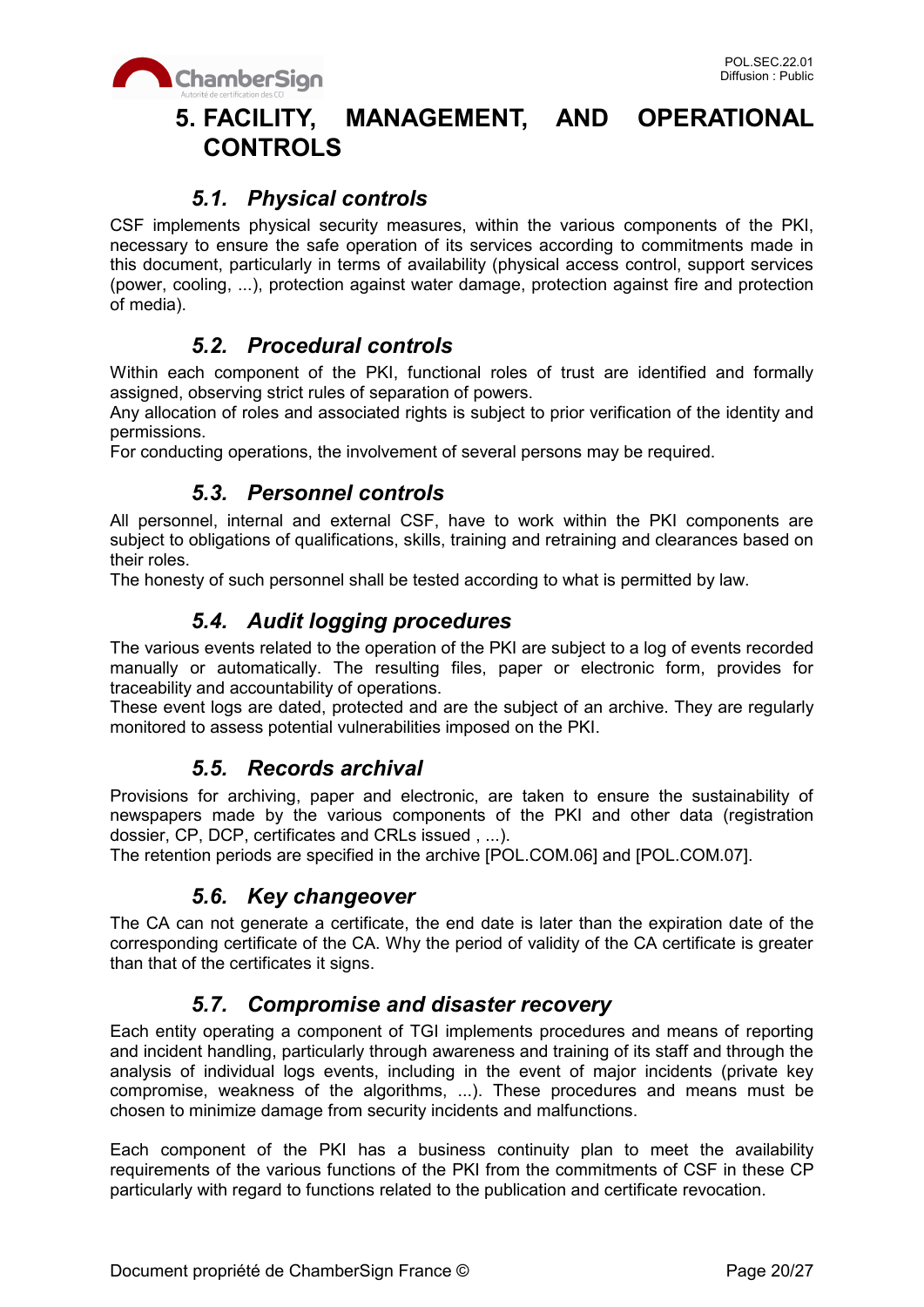# 5. FACILITY, MANAGEMENT, AND OPERATIONAL CONTROLS

## *5.1. Physical controls*

CSF implements physical security measures, within the various components of the PKI, necessary to ensure the safe operation of its services according to commitments made in this document, particularly in terms of availability (physical access control, support services (power, cooling, ...), protection against water damage, protection against fire and protection of media).

## *5.2. Procedural controls*

Within each component of the PKI, functional roles of trust are identified and formally assigned, observing strict rules of separation of powers.
Any allocation of roles and associated rights is subject to prior verification of the identity and permissions.
For conducting operations, the involvement of several persons may be required.

## *5.3. Personnel controls*

All personnel, internal and external CSF, have to work within the PKI components are subject to obligations of qualifications, skills, training and retraining and clearances based on their roles.
The honesty of such personnel shall be tested according to what is permitted by law.

## *5.4. Audit logging procedures*

The various events related to the operation of the PKI are subject to a log of events recorded manually or automatically. The resulting files, paper or electronic form, provides for traceability and accountability of operations.
These event logs are dated, protected and are the subject of an archive. They are regularly monitored to assess potential vulnerabilities imposed on the PKI.

## *5.5. Records archival*

Provisions for archiving, paper and electronic, are taken to ensure the sustainability of newspapers made by the various components of the PKI and other data (registration dossier, CP, DCP, certificates and CRLs issued , ...).
The retention periods are specified in the archive [POL.COM.06] and [POL.COM.07].

## *5.6. Key changeover*

The CA can not generate a certificate, the end date is later than the expiration date of the corresponding certificate of the CA. Why the period of validity of the CA certificate is greater than that of the certificates it signs.

## *5.7. Compromise and disaster recovery*

Each entity operating a component of TGI implements procedures and means of reporting and incident handling, particularly through awareness and training of its staff and through the analysis of individual logs events, including in the event of major incidents (private key compromise, weakness of the algorithms, ...). These procedures and means must be chosen to minimize damage from security incidents and malfunctions.

Each component of the PKI has a business continuity plan to meet the availability requirements of the various functions of the PKI from the commitments of CSF in these CP particularly with regard to functions related to the publication and certificate revocation.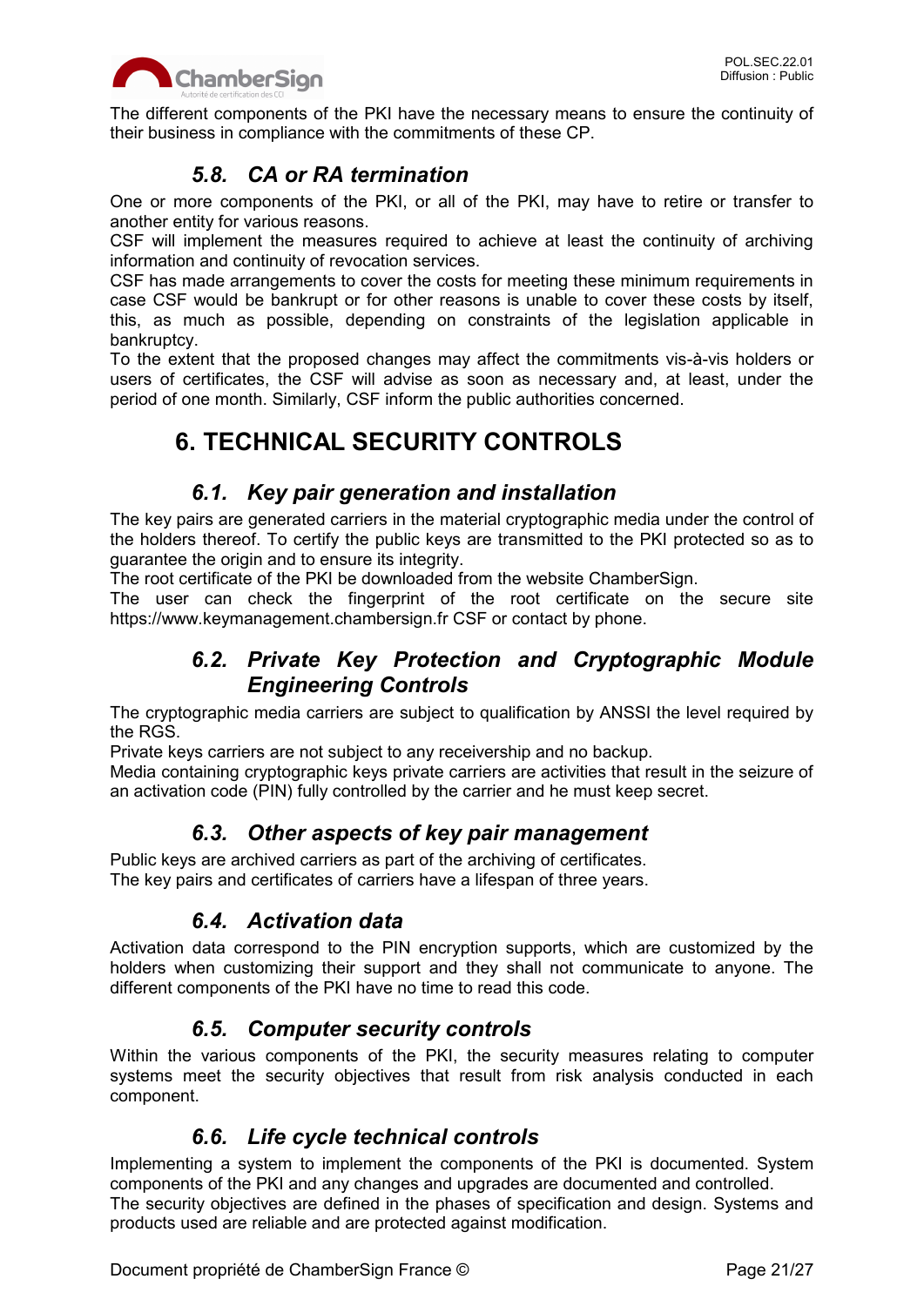The different components of the PKI have the necessary means to ensure the continuity of their business in compliance with the commitments of these CP.

## *5.8. CA or RA termination*

One or more components of the PKI, or all of the PKI, may have to retire or transfer to another entity for various reasons.
CSF will implement the measures required to achieve at least the continuity of archiving information and continuity of revocation services.
CSF has made arrangements to cover the costs for meeting these minimum requirements in case CSF would be bankrupt or for other reasons is unable to cover these costs by itself, this, as much as possible, depending on constraints of the legislation applicable in bankruptcy.
To the extent that the proposed changes may affect the commitments vis-à-vis holders or users of certificates, the CSF will advise as soon as necessary and, at least, under the period of one month. Similarly, CSF inform the public authorities concerned.

# 6. TECHNICAL SECURITY CONTROLS

## *6.1. Key pair generation and installation*

The key pairs are generated carriers in the material cryptographic media under the control of the holders thereof. To certify the public keys are transmitted to the PKI protected so as to guarantee the origin and to ensure its integrity.
The root certificate of the PKI be downloaded from the website ChamberSign.
The user can check the fingerprint of the root certificate on the secure site https://www.keymanagement.chambersign.fr CSF or contact by phone.

## *6.2. Private Key Protection and Cryptographic Module Engineering Controls*

The cryptographic media carriers are subject to qualification by ANSSI the level required by the RGS.
Private keys carriers are not subject to any receivership and no backup.
Media containing cryptographic keys private carriers are activities that result in the seizure of an activation code (PIN) fully controlled by the carrier and he must keep secret.

## *6.3. Other aspects of key pair management*

Public keys are archived carriers as part of the archiving of certificates.
The key pairs and certificates of carriers have a lifespan of three years.

## *6.4. Activation data*

Activation data correspond to the PIN encryption supports, which are customized by the holders when customizing their support and they shall not communicate to anyone. The different components of the PKI have no time to read this code.

## *6.5. Computer security controls*

Within the various components of the PKI, the security measures relating to computer systems meet the security objectives that result from risk analysis conducted in each component.

## *6.6. Life cycle technical controls*

Implementing a system to implement the components of the PKI is documented. System components of the PKI and any changes and upgrades are documented and controlled.
The security objectives are defined in the phases of specification and design. Systems and products used are reliable and are protected against modification.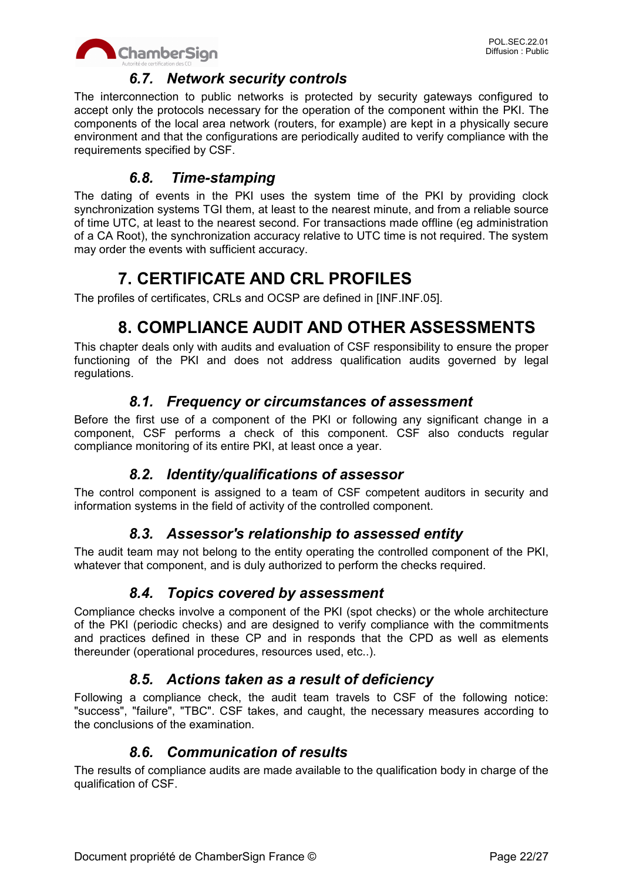### 6.7. Network security controls

The interconnection to public networks is protected by security gateways configured to accept only the protocols necessary for the operation of the component within the PKI. The components of the local area network (routers, for example) are kept in a physically secure environment and that the configurations are periodically audited to verify compliance with the requirements specified by CSF.

### 6.8. Time-stamping

The dating of events in the PKI uses the system time of the PKI by providing clock synchronization systems TGI them, at least to the nearest minute, and from a reliable source of time UTC, at least to the nearest second. For transactions made offline (eg administration of a CA Root), the synchronization accuracy relative to UTC time is not required. The system may order the events with sufficient accuracy.

# 7. CERTIFICATE AND CRL PROFILES

The profiles of certificates, CRLs and OCSP are defined in [INF.INF.05].

# 8. COMPLIANCE AUDIT AND OTHER ASSESSMENTS

This chapter deals only with audits and evaluation of CSF responsibility to ensure the proper functioning of the PKI and does not address qualification audits governed by legal regulations.

### 8.1. Frequency or circumstances of assessment

Before the first use of a component of the PKI or following any significant change in a component, CSF performs a check of this component. CSF also conducts regular compliance monitoring of its entire PKI, at least once a year.

### 8.2. Identity/qualifications of assessor

The control component is assigned to a team of CSF competent auditors in security and information systems in the field of activity of the controlled component.

### 8.3. Assessor's relationship to assessed entity

The audit team may not belong to the entity operating the controlled component of the PKI, whatever that component, and is duly authorized to perform the checks required.

### 8.4. Topics covered by assessment

Compliance checks involve a component of the PKI (spot checks) or the whole architecture of the PKI (periodic checks) and are designed to verify compliance with the commitments and practices defined in these CP and in responds that the CPD as well as elements thereunder (operational procedures, resources used, etc..).

### 8.5. Actions taken as a result of deficiency

Following a compliance check, the audit team travels to CSF of the following notice: "success", "failure", "TBC". CSF takes, and caught, the necessary measures according to the conclusions of the examination.

### 8.6. Communication of results

The results of compliance audits are made available to the qualification body in charge of the qualification of CSF.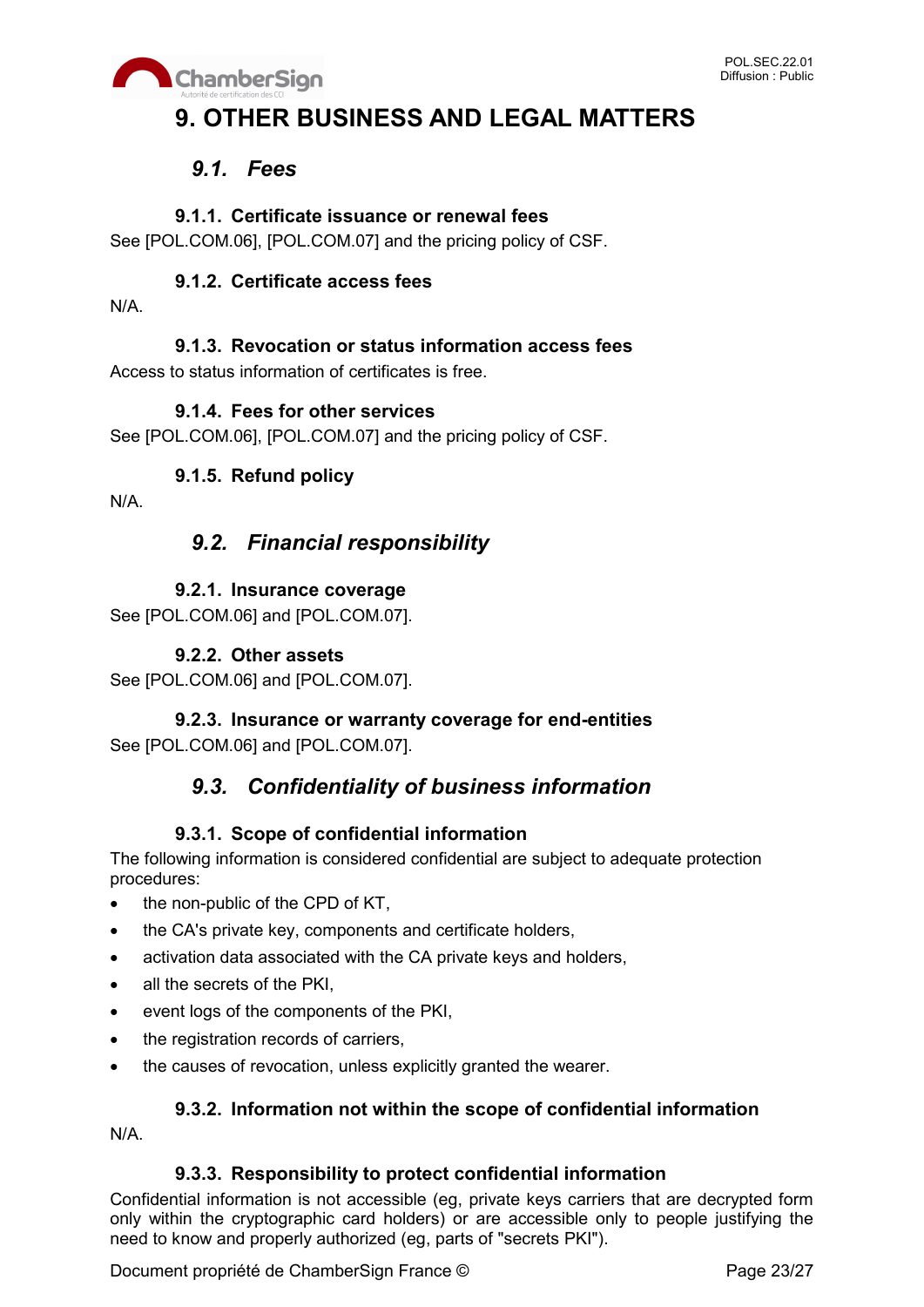# 9. OTHER BUSINESS AND LEGAL MATTERS

## *9.1. Fees*

### 9.1.1. Certificate issuance or renewal fees

See [POL.COM.06], [POL.COM.07] and the pricing policy of CSF.

### 9.1.2. Certificate access fees

N/A.

### 9.1.3. Revocation or status information access fees

Access to status information of certificates is free.

### 9.1.4. Fees for other services

See [POL.COM.06], [POL.COM.07] and the pricing policy of CSF.

### 9.1.5. Refund policy

N/A.

## *9.2. Financial responsibility*

### 9.2.1. Insurance coverage

See [POL.COM.06] and [POL.COM.07].

### 9.2.2. Other assets

See [POL.COM.06] and [POL.COM.07].

### 9.2.3. Insurance or warranty coverage for end-entities

See [POL.COM.06] and [POL.COM.07].

## *9.3. Confidentiality of business information*

### 9.3.1. Scope of confidential information

The following information is considered confidential are subject to adequate protection procedures:

- the non-public of the CPD of KT,
- the CA's private key, components and certificate holders,
- activation data associated with the CA private keys and holders,
- all the secrets of the PKI,
- event logs of the components of the PKI,
- the registration records of carriers,
- the causes of revocation, unless explicitly granted the wearer.

### 9.3.2. Information not within the scope of confidential information

N/A.

### 9.3.3. Responsibility to protect confidential information

Confidential information is not accessible (eg, private keys carriers that are decrypted form only within the cryptographic card holders) or are accessible only to people justifying the need to know and properly authorized (eg, parts of "secrets PKI").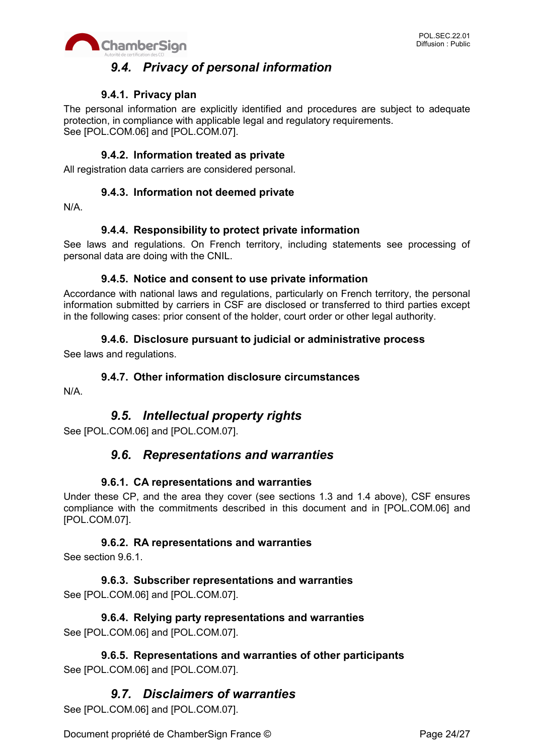## 9.4. *Privacy of personal information*

### 9.4.1. Privacy plan

The personal information are explicitly identified and procedures are subject to adequate protection, in compliance with applicable legal and regulatory requirements.
See [POL.COM.06] and [POL.COM.07].

### 9.4.2. Information treated as private

All registration data carriers are considered personal.

### 9.4.3. Information not deemed private

N/A.

### 9.4.4. Responsibility to protect private information

See laws and regulations. On French territory, including statements see processing of personal data are doing with the CNIL.

### 9.4.5. Notice and consent to use private information

Accordance with national laws and regulations, particularly on French territory, the personal information submitted by carriers in CSF are disclosed or transferred to third parties except in the following cases: prior consent of the holder, court order or other legal authority.

### 9.4.6. Disclosure pursuant to judicial or administrative process

See laws and regulations.

### 9.4.7. Other information disclosure circumstances

N/A.

## 9.5. *Intellectual property rights*

See [POL.COM.06] and [POL.COM.07].

## 9.6. *Representations and warranties*

### 9.6.1. CA representations and warranties

Under these CP, and the area they cover (see sections 1.3 and 1.4 above), CSF ensures compliance with the commitments described in this document and in [POL.COM.06] and [POL.COM.07].

### 9.6.2. RA representations and warranties

See section 9.6.1.

### 9.6.3. Subscriber representations and warranties

See [POL.COM.06] and [POL.COM.07].

### 9.6.4. Relying party representations and warranties

See [POL.COM.06] and [POL.COM.07].

### 9.6.5. Representations and warranties of other participants

See [POL.COM.06] and [POL.COM.07].

## 9.7. *Disclaimers of warranties*

See [POL.COM.06] and [POL.COM.07].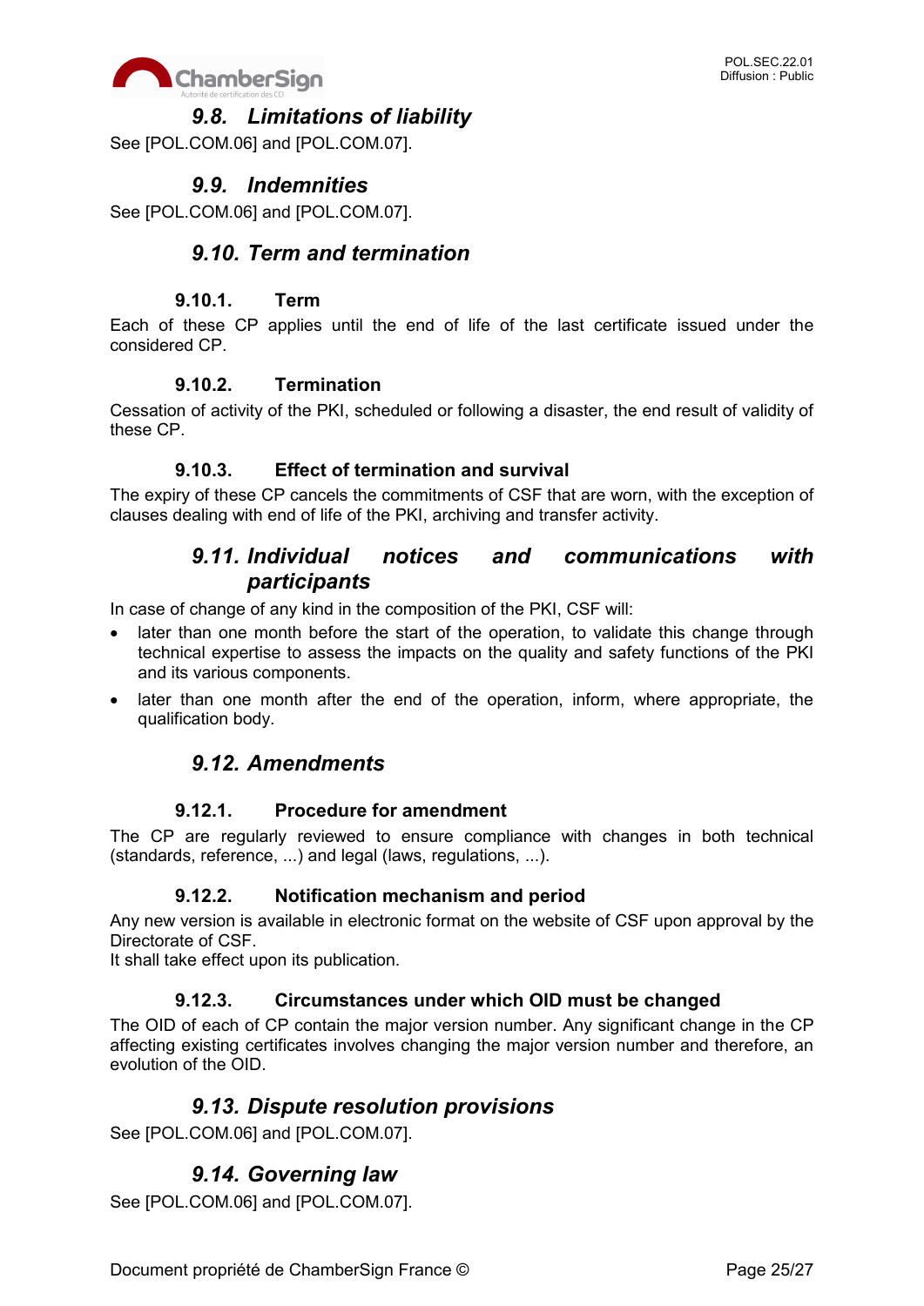## *9.8. Limitations of liability*

See [POL.COM.06] and [POL.COM.07].

## *9.9. Indemnities*

See [POL.COM.06] and [POL.COM.07].

## *9.10. Term and termination*

### 9.10.1. Term

Each of these CP applies until the end of life of the last certificate issued under the considered CP.

### 9.10.2. Termination

Cessation of activity of the PKI, scheduled or following a disaster, the end result of validity of these CP.

### 9.10.3. Effect of termination and survival

The expiry of these CP cancels the commitments of CSF that are worn, with the exception of clauses dealing with end of life of the PKI, archiving and transfer activity.

## *9.11. Individual notices and communications with participants*

In case of change of any kind in the composition of the PKI, CSF will:

- later than one month before the start of the operation, to validate this change through technical expertise to assess the impacts on the quality and safety functions of the PKI and its various components.
- later than one month after the end of the operation, inform, where appropriate, the qualification body.

## *9.12. Amendments*

### 9.12.1. Procedure for amendment

The CP are regularly reviewed to ensure compliance with changes in both technical (standards, reference, ...) and legal (laws, regulations, ...).

### 9.12.2. Notification mechanism and period

Any new version is available in electronic format on the website of CSF upon approval by the Directorate of CSF.
It shall take effect upon its publication.

### 9.12.3. Circumstances under which OID must be changed

The OID of each of CP contain the major version number. Any significant change in the CP affecting existing certificates involves changing the major version number and therefore, an evolution of the OID.

## *9.13. Dispute resolution provisions*

See [POL.COM.06] and [POL.COM.07].

## *9.14. Governing law*

See [POL.COM.06] and [POL.COM.07].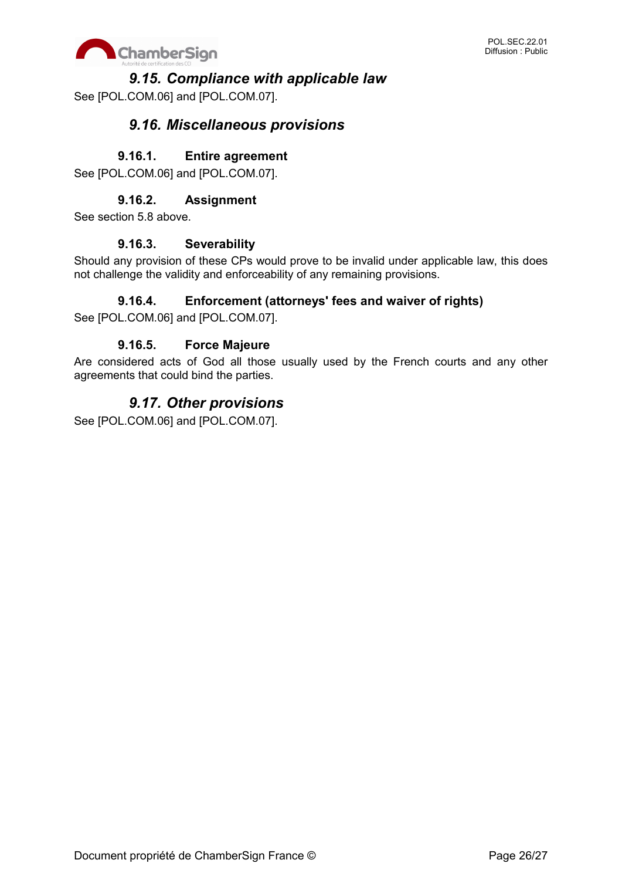## *9.15. Compliance with applicable law*

See [POL.COM.06] and [POL.COM.07].

## *9.16. Miscellaneous provisions*

### 9.16.1. Entire agreement

See [POL.COM.06] and [POL.COM.07].

### 9.16.2. Assignment

See section 5.8 above.

### 9.16.3. Severability

Should any provision of these CPs would prove to be invalid under applicable law, this does not challenge the validity and enforceability of any remaining provisions.

### 9.16.4. Enforcement (attorneys' fees and waiver of rights)

See [POL.COM.06] and [POL.COM.07].

### 9.16.5. Force Majeure

Are considered acts of God all those usually used by the French courts and any other agreements that could bind the parties.

## *9.17. Other provisions*

See [POL.COM.06] and [POL.COM.07].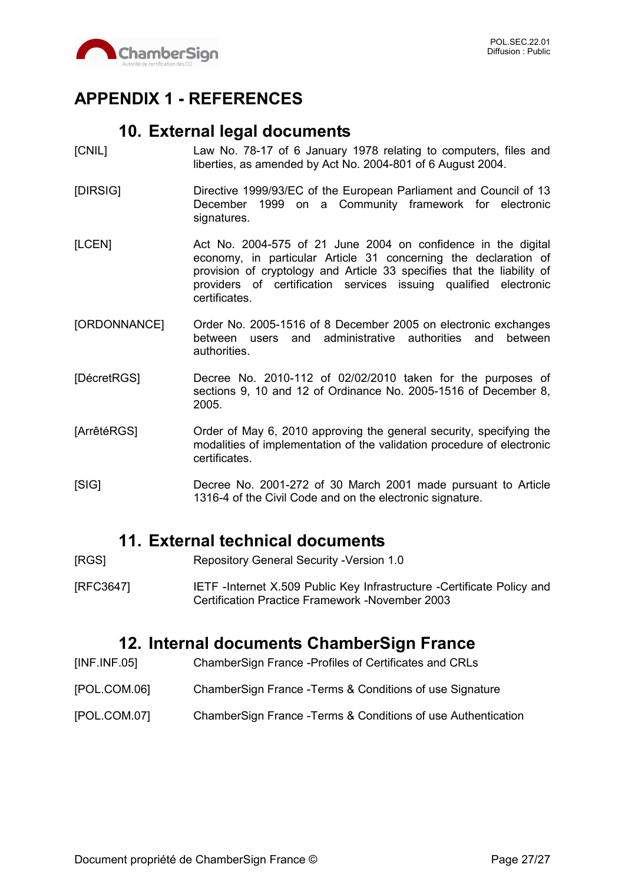# APPENDIX 1 - REFERENCES

## 10. External legal documents

| | |
|---|---|
| [CNIL] | Law No. 78-17 of 6 January 1978 relating to computers, files and liberties, as amended by Act No. 2004-801 of 6 August 2004. |
| [DIRSIG] | Directive 1999/93/EC of the European Parliament and Council of 13 December 1999 on a Community framework for electronic signatures. |
| [LCEN] | Act No. 2004-575 of 21 June 2004 on confidence in the digital economy, in particular Article 31 concerning the declaration of provision of cryptology and Article 33 specifies that the liability of providers of certification services issuing qualified electronic certificates. |
| [ORDONNANCE] | Order No. 2005-1516 of 8 December 2005 on electronic exchanges between users and administrative authorities and between authorities. |
| [DécretRGS] | Decree No. 2010-112 of 02/02/2010 taken for the purposes of sections 9, 10 and 12 of Ordinance No. 2005-1516 of December 8, 2005. |
| [ArrêtéRGS] | Order of May 6, 2010 approving the general security, specifying the modalities of implementation of the validation procedure of electronic certificates. |
| [SIG] | Decree No. 2001-272 of 30 March 2001 made pursuant to Article 1316-4 of the Civil Code and on the electronic signature. |

## 11. External technical documents

| | |
|---|---|
| [RGS] | Repository General Security -Version 1.0 |
| [RFC3647] | IETF -Internet X.509 Public Key Infrastructure -Certificate Policy and Certification Practice Framework -November 2003 |

## 12. Internal documents ChamberSign France

| | |
|---|---|
| [INF.INF.05] | ChamberSign France -Profiles of Certificates and CRLs |
| [POL.COM.06] | ChamberSign France -Terms & Conditions of use Signature |
| [POL.COM.07] | ChamberSign France -Terms & Conditions of use Authentication |